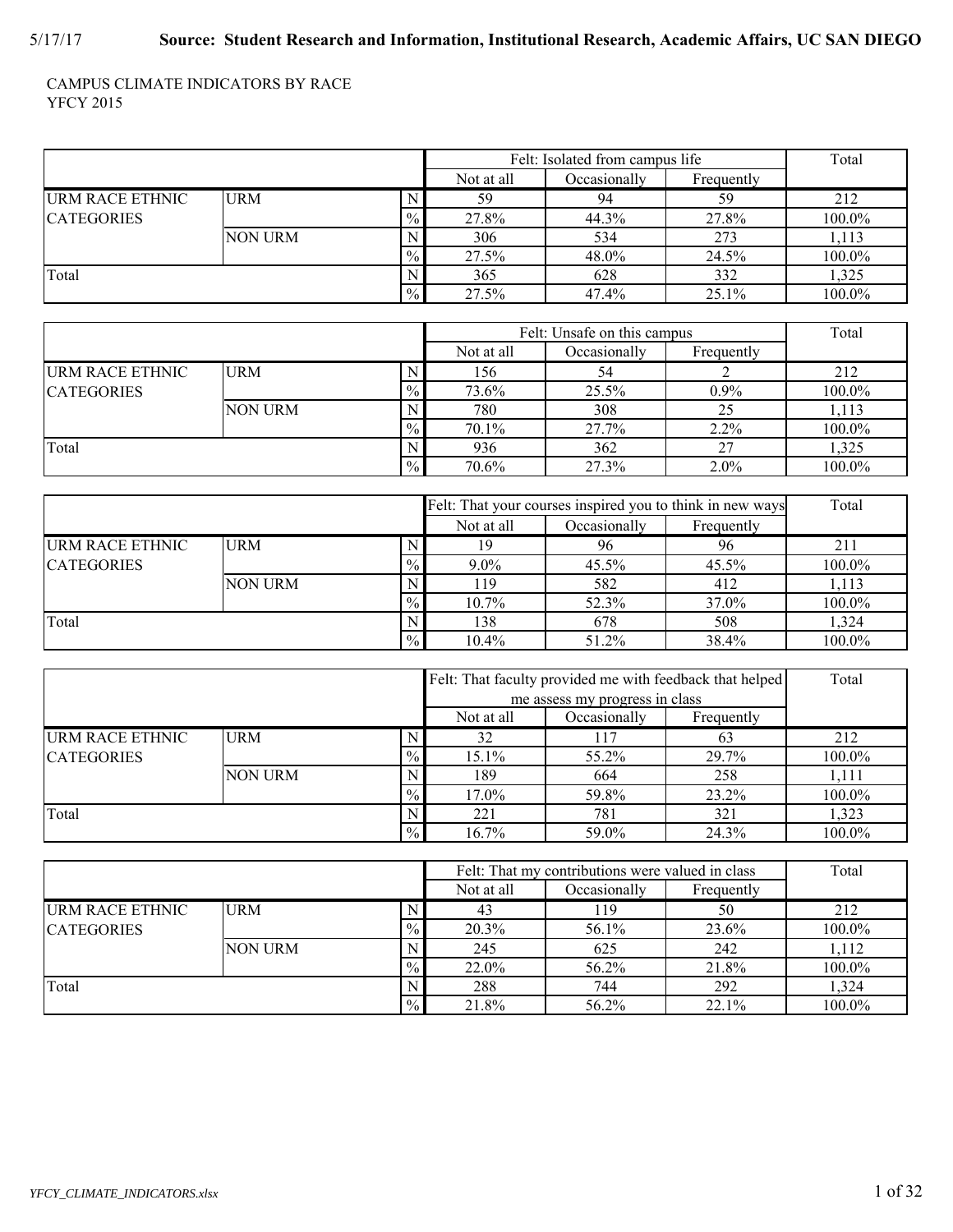CAMPUS CLIMATE INDICATORS BY RACE
YFCY 2015

| | | | Felt: Isolated from campus life | | | Total |
|---|---|---|---|---|---|---|
| | | | Not at all | Occasionally | Frequently | |
| URM RACE ETHNIC CATEGORIES | URM | N | 59 | 94 | 59 | 212 |
| | | % | 27.8% | 44.3% | 27.8% | 100.0% |
| | NON URM | N | 306 | 534 | 273 | 1,113 |
| | | % | 27.5% | 48.0% | 24.5% | 100.0% |
| Total | | N | 365 | 628 | 332 | 1,325 |
| | | % | 27.5% | 47.4% | 25.1% | 100.0% |

| | | | Felt: Unsafe on this campus | | | Total |
|---|---|---|---|---|---|---|
| | | | Not at all | Occasionally | Frequently | |
| URM RACE ETHNIC CATEGORIES | URM | N | 156 | 54 | 2 | 212 |
| | | % | 73.6% | 25.5% | 0.9% | 100.0% |
| | NON URM | N | 780 | 308 | 25 | 1,113 |
| | | % | 70.1% | 27.7% | 2.2% | 100.0% |
| Total | | N | 936 | 362 | 27 | 1,325 |
| | | % | 70.6% | 27.3% | 2.0% | 100.0% |

| | | | Felt: That your courses inspired you to think in new ways | | | Total |
|---|---|---|---|---|---|---|
| | | | Not at all | Occasionally | Frequently | |
| URM RACE ETHNIC CATEGORIES | URM | N | 19 | 96 | 96 | 211 |
| | | % | 9.0% | 45.5% | 45.5% | 100.0% |
| | NON URM | N | 119 | 582 | 412 | 1,113 |
| | | % | 10.7% | 52.3% | 37.0% | 100.0% |
| Total | | N | 138 | 678 | 508 | 1,324 |
| | | % | 10.4% | 51.2% | 38.4% | 100.0% |

| | | | Felt: That faculty provided me with feedback that helped me assess my progress in class | | | Total |
|---|---|---|---|---|---|---|
| | | | Not at all | Occasionally | Frequently | |
| URM RACE ETHNIC CATEGORIES | URM | N | 32 | 117 | 63 | 212 |
| | | % | 15.1% | 55.2% | 29.7% | 100.0% |
| | NON URM | N | 189 | 664 | 258 | 1,111 |
| | | % | 17.0% | 59.8% | 23.2% | 100.0% |
| Total | | N | 221 | 781 | 321 | 1,323 |
| | | % | 16.7% | 59.0% | 24.3% | 100.0% |

| | | | Felt: That my contributions were valued in class | | | Total |
|---|---|---|---|---|---|---|
| | | | Not at all | Occasionally | Frequently | |
| URM RACE ETHNIC CATEGORIES | URM | N | 43 | 119 | 50 | 212 |
| | | % | 20.3% | 56.1% | 23.6% | 100.0% |
| | NON URM | N | 245 | 625 | 242 | 1,112 |
| | | % | 22.0% | 56.2% | 21.8% | 100.0% |
| Total | | N | 288 | 744 | 292 | 1,324 |
| | | % | 21.8% | 56.2% | 22.1% | 100.0% |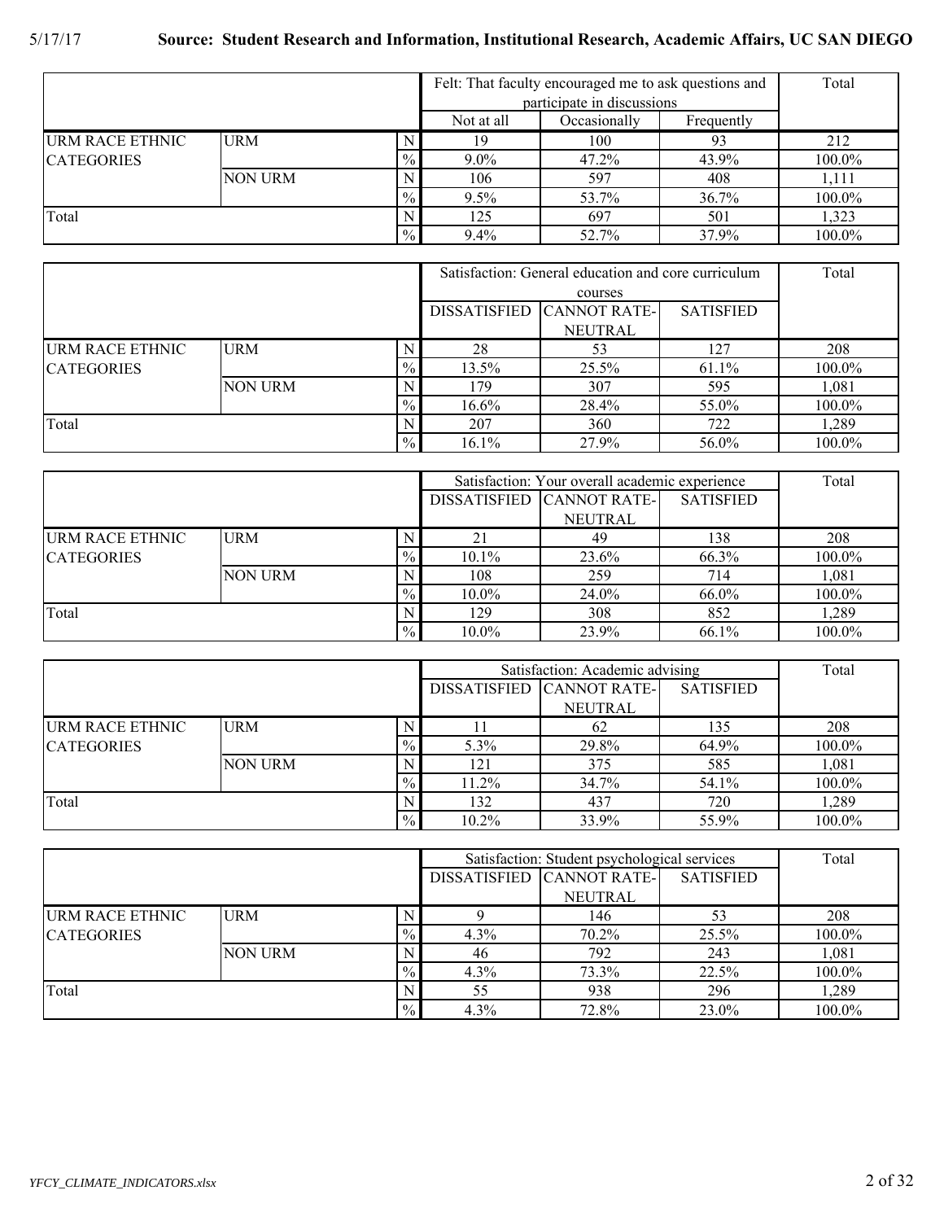| | | | Felt: That faculty encouraged me to ask questions and participate in discussions | | | Total |
|---|---|---|---|---|---|---|
| | | | Not at all | Occasionally | Frequently | |
| URM RACE ETHNIC CATEGORIES | URM | N | 19 | 100 | 93 | 212 |
| | | % | 9.0% | 47.2% | 43.9% | 100.0% |
| | NON URM | N | 106 | 597 | 408 | 1,111 |
| | | % | 9.5% | 53.7% | 36.7% | 100.0% |
| Total | | N | 125 | 697 | 501 | 1,323 |
| | | % | 9.4% | 52.7% | 37.9% | 100.0% |

| | | | Satisfaction: General education and core curriculum courses | | | Total |
|---|---|---|---|---|---|---|
| | | | DISSATISFIED | CANNOT RATE-NEUTRAL | SATISFIED | |
| URM RACE ETHNIC CATEGORIES | URM | N | 28 | 53 | 127 | 208 |
| | | % | 13.5% | 25.5% | 61.1% | 100.0% |
| | NON URM | N | 179 | 307 | 595 | 1,081 |
| | | % | 16.6% | 28.4% | 55.0% | 100.0% |
| Total | | N | 207 | 360 | 722 | 1,289 |
| | | % | 16.1% | 27.9% | 56.0% | 100.0% |

| | | | Satisfaction: Your overall academic experience | | | Total |
|---|---|---|---|---|---|---|
| | | | DISSATISFIED | CANNOT RATE-NEUTRAL | SATISFIED | |
| URM RACE ETHNIC CATEGORIES | URM | N | 21 | 49 | 138 | 208 |
| | | % | 10.1% | 23.6% | 66.3% | 100.0% |
| | NON URM | N | 108 | 259 | 714 | 1,081 |
| | | % | 10.0% | 24.0% | 66.0% | 100.0% |
| Total | | N | 129 | 308 | 852 | 1,289 |
| | | % | 10.0% | 23.9% | 66.1% | 100.0% |

| | | | Satisfaction: Academic advising | | | Total |
|---|---|---|---|---|---|---|
| | | | DISSATISFIED | CANNOT RATE-NEUTRAL | SATISFIED | |
| URM RACE ETHNIC CATEGORIES | URM | N | 11 | 62 | 135 | 208 |
| | | % | 5.3% | 29.8% | 64.9% | 100.0% |
| | NON URM | N | 121 | 375 | 585 | 1,081 |
| | | % | 11.2% | 34.7% | 54.1% | 100.0% |
| Total | | N | 132 | 437 | 720 | 1,289 |
| | | % | 10.2% | 33.9% | 55.9% | 100.0% |

| | | | Satisfaction: Student psychological services | | | Total |
|---|---|---|---|---|---|---|
| | | | DISSATISFIED | CANNOT RATE-NEUTRAL | SATISFIED | |
| URM RACE ETHNIC CATEGORIES | URM | N | 9 | 146 | 53 | 208 |
| | | % | 4.3% | 70.2% | 25.5% | 100.0% |
| | NON URM | N | 46 | 792 | 243 | 1,081 |
| | | % | 4.3% | 73.3% | 22.5% | 100.0% |
| Total | | N | 55 | 938 | 296 | 1,289 |
| | | % | 4.3% | 72.8% | 23.0% | 100.0% |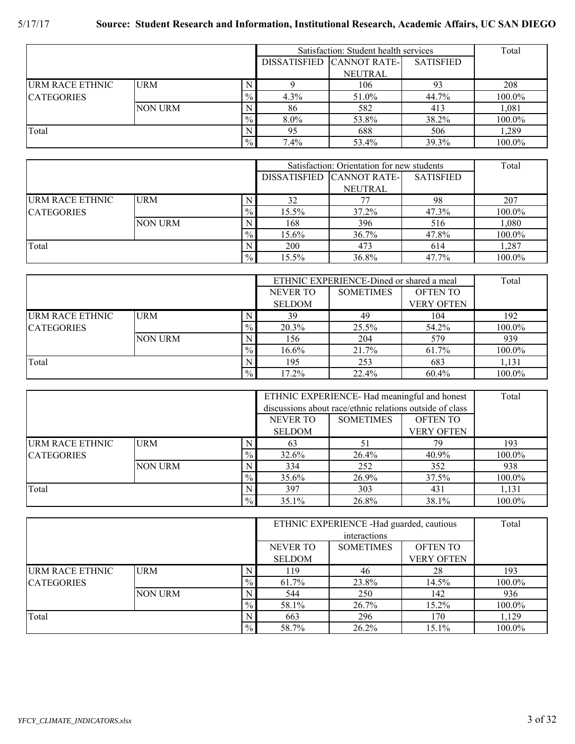| | | | Satisfaction: Student health services | | | Total |
|---|---|---|---|---|---|---|
| | | | DISSATISFIED | CANNOT RATE-NEUTRAL | SATISFIED | |
| URM RACE ETHNIC CATEGORIES | URM | N | 9 | 106 | 93 | 208 |
| | | % | 4.3% | 51.0% | 44.7% | 100.0% |
| | NON URM | N | 86 | 582 | 413 | 1,081 |
| | | % | 8.0% | 53.8% | 38.2% | 100.0% |
| Total | | N | 95 | 688 | 506 | 1,289 |
| | | % | 7.4% | 53.4% | 39.3% | 100.0% |

| | | | Satisfaction: Orientation for new students | | | Total |
|---|---|---|---|---|---|---|
| | | | DISSATISFIED | CANNOT RATE-NEUTRAL | SATISFIED | |
| URM RACE ETHNIC CATEGORIES | URM | N | 32 | 77 | 98 | 207 |
| | | % | 15.5% | 37.2% | 47.3% | 100.0% |
| | NON URM | N | 168 | 396 | 516 | 1,080 |
| | | % | 15.6% | 36.7% | 47.8% | 100.0% |
| Total | | N | 200 | 473 | 614 | 1,287 |
| | | % | 15.5% | 36.8% | 47.7% | 100.0% |

| | | | ETHNIC EXPERIENCE-Dined or shared a meal | | | Total |
|---|---|---|---|---|---|---|
| | | | NEVER TO SELDOM | SOMETIMES | OFTEN TO VERY OFTEN | |
| URM RACE ETHNIC CATEGORIES | URM | N | 39 | 49 | 104 | 192 |
| | | % | 20.3% | 25.5% | 54.2% | 100.0% |
| | NON URM | N | 156 | 204 | 579 | 939 |
| | | % | 16.6% | 21.7% | 61.7% | 100.0% |
| Total | | N | 195 | 253 | 683 | 1,131 |
| | | % | 17.2% | 22.4% | 60.4% | 100.0% |

| | | | ETHNIC EXPERIENCE- Had meaningful and honest discussions about race/ethnic relations outside of class | | | Total |
|---|---|---|---|---|---|---|
| | | | NEVER TO SELDOM | SOMETIMES | OFTEN TO VERY OFTEN | |
| URM RACE ETHNIC CATEGORIES | URM | N | 63 | 51 | 79 | 193 |
| | | % | 32.6% | 26.4% | 40.9% | 100.0% |
| | NON URM | N | 334 | 252 | 352 | 938 |
| | | % | 35.6% | 26.9% | 37.5% | 100.0% |
| Total | | N | 397 | 303 | 431 | 1,131 |
| | | % | 35.1% | 26.8% | 38.1% | 100.0% |

| | | | ETHNIC EXPERIENCE -Had guarded, cautious interactions | | | Total |
|---|---|---|---|---|---|---|
| | | | NEVER TO SELDOM | SOMETIMES | OFTEN TO VERY OFTEN | |
| URM RACE ETHNIC CATEGORIES | URM | N | 119 | 46 | 28 | 193 |
| | | % | 61.7% | 23.8% | 14.5% | 100.0% |
| | NON URM | N | 544 | 250 | 142 | 936 |
| | | % | 58.1% | 26.7% | 15.2% | 100.0% |
| Total | | N | 663 | 296 | 170 | 1,129 |
| | | % | 58.7% | 26.2% | 15.1% | 100.0% |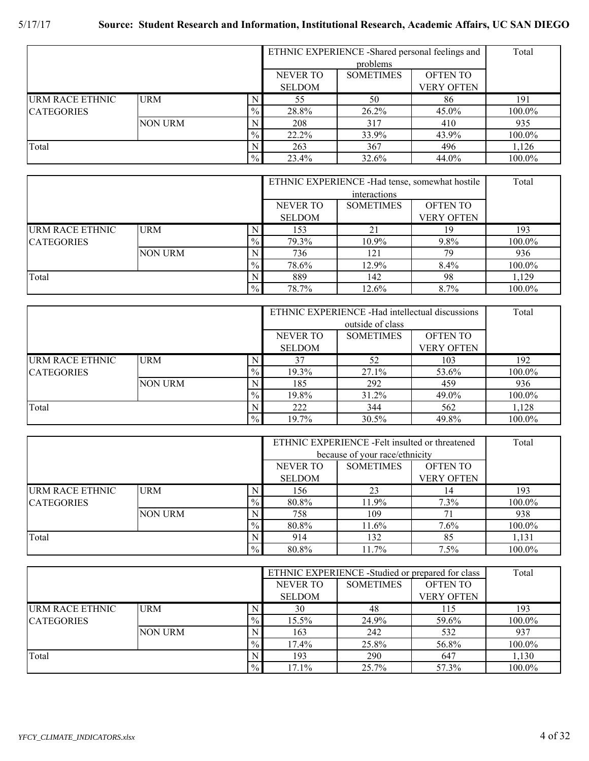| | | | ETHNIC EXPERIENCE -Shared personal feelings and problems | | | Total |
|---|---|---|---|---|---|---|
| | | | NEVER TO SELDOM | SOMETIMES | OFTEN TO VERY OFTEN | |
| URM RACE ETHNIC CATEGORIES | URM | N | 55 | 50 | 86 | 191 |
| | | % | 28.8% | 26.2% | 45.0% | 100.0% |
| | NON URM | N | 208 | 317 | 410 | 935 |
| | | % | 22.2% | 33.9% | 43.9% | 100.0% |
| Total | | N | 263 | 367 | 496 | 1,126 |
| | | % | 23.4% | 32.6% | 44.0% | 100.0% |

| | | | ETHNIC EXPERIENCE -Had tense, somewhat hostile interactions | | | Total |
|---|---|---|---|---|---|---|
| | | | NEVER TO SELDOM | SOMETIMES | OFTEN TO VERY OFTEN | |
| URM RACE ETHNIC CATEGORIES | URM | N | 153 | 21 | 19 | 193 |
| | | % | 79.3% | 10.9% | 9.8% | 100.0% |
| | NON URM | N | 736 | 121 | 79 | 936 |
| | | % | 78.6% | 12.9% | 8.4% | 100.0% |
| Total | | N | 889 | 142 | 98 | 1,129 |
| | | % | 78.7% | 12.6% | 8.7% | 100.0% |

| | | | ETHNIC EXPERIENCE -Had intellectual discussions outside of class | | | Total |
|---|---|---|---|---|---|---|
| | | | NEVER TO SELDOM | SOMETIMES | OFTEN TO VERY OFTEN | |
| URM RACE ETHNIC CATEGORIES | URM | N | 37 | 52 | 103 | 192 |
| | | % | 19.3% | 27.1% | 53.6% | 100.0% |
| | NON URM | N | 185 | 292 | 459 | 936 |
| | | % | 19.8% | 31.2% | 49.0% | 100.0% |
| Total | | N | 222 | 344 | 562 | 1,128 |
| | | % | 19.7% | 30.5% | 49.8% | 100.0% |

| | | | ETHNIC EXPERIENCE -Felt insulted or threatened because of your race/ethnicity | | | Total |
|---|---|---|---|---|---|---|
| | | | NEVER TO SELDOM | SOMETIMES | OFTEN TO VERY OFTEN | |
| URM RACE ETHNIC CATEGORIES | URM | N | 156 | 23 | 14 | 193 |
| | | % | 80.8% | 11.9% | 7.3% | 100.0% |
| | NON URM | N | 758 | 109 | 71 | 938 |
| | | % | 80.8% | 11.6% | 7.6% | 100.0% |
| Total | | N | 914 | 132 | 85 | 1,131 |
| | | % | 80.8% | 11.7% | 7.5% | 100.0% |

| | | | ETHNIC EXPERIENCE -Studied or prepared for class | | | Total |
|---|---|---|---|---|---|---|
| | | | NEVER TO SELDOM | SOMETIMES | OFTEN TO VERY OFTEN | |
| URM RACE ETHNIC CATEGORIES | URM | N | 30 | 48 | 115 | 193 |
| | | % | 15.5% | 24.9% | 59.6% | 100.0% |
| | NON URM | N | 163 | 242 | 532 | 937 |
| | | % | 17.4% | 25.8% | 56.8% | 100.0% |
| Total | | N | 193 | 290 | 647 | 1,130 |
| | | % | 17.1% | 25.7% | 57.3% | 100.0% |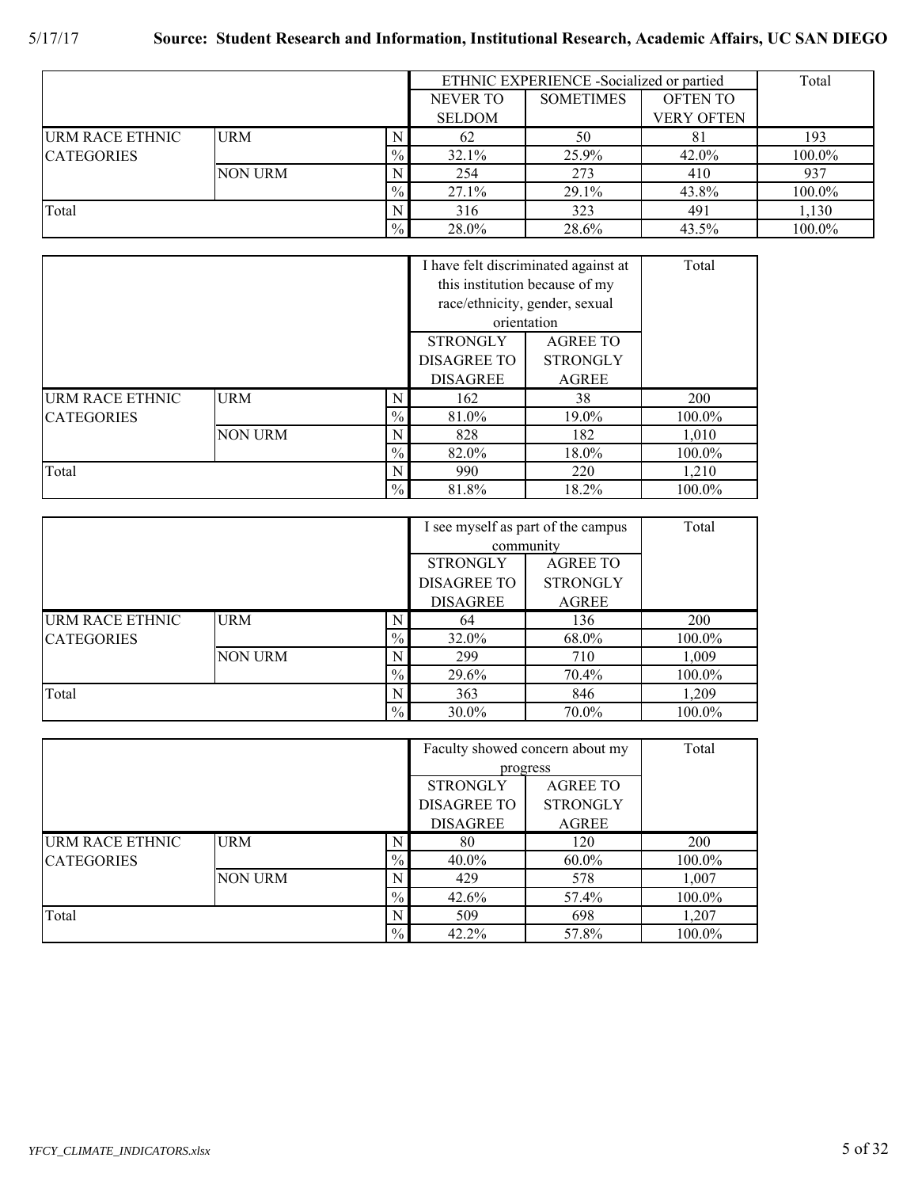| | | | ETHNIC EXPERIENCE -Socialized or partied | | | Total |
|---|---|---|---|---|---|---|
| | | | NEVER TO SELDOM | SOMETIMES | OFTEN TO VERY OFTEN | |
| URM RACE ETHNIC CATEGORIES | URM | N | 62 | 50 | 81 | 193 |
| | | % | 32.1% | 25.9% | 42.0% | 100.0% |
| | NON URM | N | 254 | 273 | 410 | 937 |
| | | % | 27.1% | 29.1% | 43.8% | 100.0% |
| Total | | N | 316 | 323 | 491 | 1,130 |
| | | % | 28.0% | 28.6% | 43.5% | 100.0% |

| | | | I have felt discriminated against at this institution because of my race/ethnicity, gender, sexual orientation | | Total |
|---|---|---|---|---|---|
| | | | STRONGLY DISAGREE TO DISAGREE | AGREE TO STRONGLY AGREE | |
| URM RACE ETHNIC CATEGORIES | URM | N | 162 | 38 | 200 |
| | | % | 81.0% | 19.0% | 100.0% |
| | NON URM | N | 828 | 182 | 1,010 |
| | | % | 82.0% | 18.0% | 100.0% |
| Total | | N | 990 | 220 | 1,210 |
| | | % | 81.8% | 18.2% | 100.0% |

| | | | I see myself as part of the campus community | | Total |
|---|---|---|---|---|---|
| | | | STRONGLY DISAGREE TO DISAGREE | AGREE TO STRONGLY AGREE | |
| URM RACE ETHNIC CATEGORIES | URM | N | 64 | 136 | 200 |
| | | % | 32.0% | 68.0% | 100.0% |
| | NON URM | N | 299 | 710 | 1,009 |
| | | % | 29.6% | 70.4% | 100.0% |
| Total | | N | 363 | 846 | 1,209 |
| | | % | 30.0% | 70.0% | 100.0% |

| | | | Faculty showed concern about my progress | | Total |
|---|---|---|---|---|---|
| | | | STRONGLY DISAGREE TO DISAGREE | AGREE TO STRONGLY AGREE | |
| URM RACE ETHNIC CATEGORIES | URM | N | 80 | 120 | 200 |
| | | % | 40.0% | 60.0% | 100.0% |
| | NON URM | N | 429 | 578 | 1,007 |
| | | % | 42.6% | 57.4% | 100.0% |
| Total | | N | 509 | 698 | 1,207 |
| | | % | 42.2% | 57.8% | 100.0% |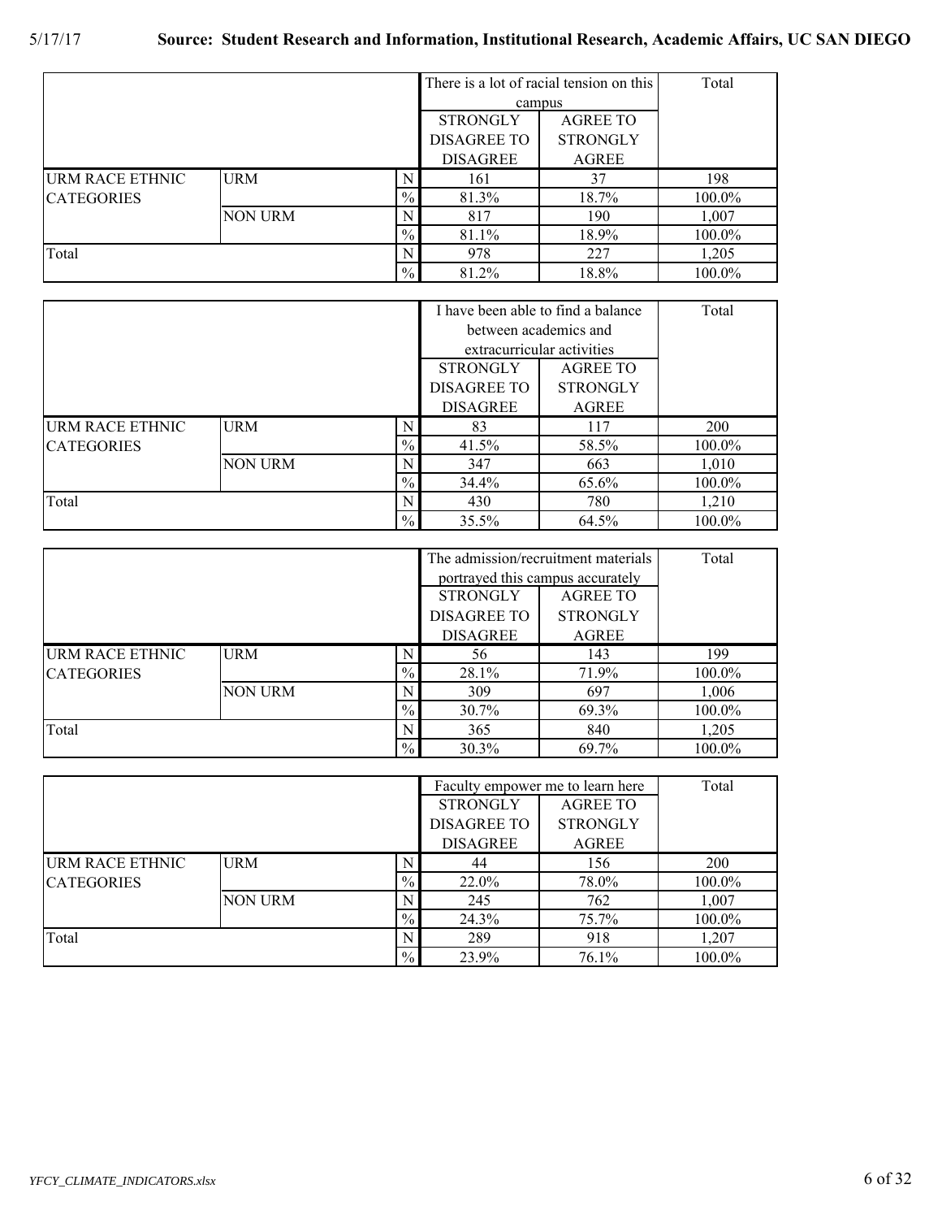| | | | There is a lot of racial tension on this campus | | Total |
|---|---|---|---|---|---|
| | | | STRONGLY DISAGREE TO DISAGREE | AGREE TO STRONGLY AGREE | |
| URM RACE ETHNIC CATEGORIES | URM | N | 161 | 37 | 198 |
| | | % | 81.3% | 18.7% | 100.0% |
| | NON URM | N | 817 | 190 | 1,007 |
| | | % | 81.1% | 18.9% | 100.0% |
| Total | | N | 978 | 227 | 1,205 |
| | | % | 81.2% | 18.8% | 100.0% |

| | | | I have been able to find a balance between academics and extracurricular activities | | Total |
|---|---|---|---|---|---|
| | | | STRONGLY DISAGREE TO DISAGREE | AGREE TO STRONGLY AGREE | |
| URM RACE ETHNIC CATEGORIES | URM | N | 83 | 117 | 200 |
| | | % | 41.5% | 58.5% | 100.0% |
| | NON URM | N | 347 | 663 | 1,010 |
| | | % | 34.4% | 65.6% | 100.0% |
| Total | | N | 430 | 780 | 1,210 |
| | | % | 35.5% | 64.5% | 100.0% |

| | | | The admission/recruitment materials portrayed this campus accurately | | Total |
|---|---|---|---|---|---|
| | | | STRONGLY DISAGREE TO DISAGREE | AGREE TO STRONGLY AGREE | |
| URM RACE ETHNIC CATEGORIES | URM | N | 56 | 143 | 199 |
| | | % | 28.1% | 71.9% | 100.0% |
| | NON URM | N | 309 | 697 | 1,006 |
| | | % | 30.7% | 69.3% | 100.0% |
| Total | | N | 365 | 840 | 1,205 |
| | | % | 30.3% | 69.7% | 100.0% |

| | | | Faculty empower me to learn here | | Total |
|---|---|---|---|---|---|
| | | | STRONGLY DISAGREE TO DISAGREE | AGREE TO STRONGLY AGREE | |
| URM RACE ETHNIC CATEGORIES | URM | N | 44 | 156 | 200 |
| | | % | 22.0% | 78.0% | 100.0% |
| | NON URM | N | 245 | 762 | 1,007 |
| | | % | 24.3% | 75.7% | 100.0% |
| Total | | N | 289 | 918 | 1,207 |
| | | % | 23.9% | 76.1% | 100.0% |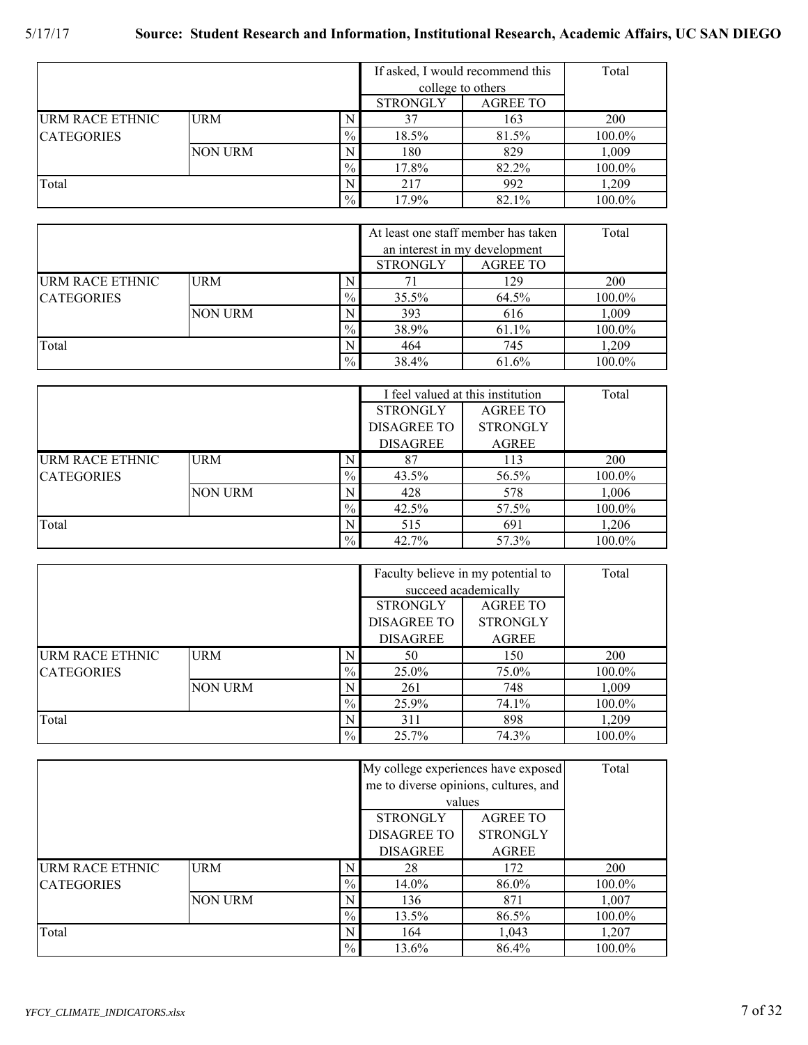| | | | If asked, I would recommend this college to others | | Total |
|---|---|---|---|---|---|
| | | | STRONGLY | AGREE TO | |
| URM RACE ETHNIC CATEGORIES | URM | N | 37 | 163 | 200 |
| | | % | 18.5% | 81.5% | 100.0% |
| | NON URM | N | 180 | 829 | 1,009 |
| | | % | 17.8% | 82.2% | 100.0% |
| Total | | N | 217 | 992 | 1,209 |
| | | % | 17.9% | 82.1% | 100.0% |

| | | | At least one staff member has taken an interest in my development | | Total |
|---|---|---|---|---|---|
| | | | STRONGLY | AGREE TO | |
| URM RACE ETHNIC CATEGORIES | URM | N | 71 | 129 | 200 |
| | | % | 35.5% | 64.5% | 100.0% |
| | NON URM | N | 393 | 616 | 1,009 |
| | | % | 38.9% | 61.1% | 100.0% |
| Total | | N | 464 | 745 | 1,209 |
| | | % | 38.4% | 61.6% | 100.0% |

| | | | I feel valued at this institution | | Total |
|---|---|---|---|---|---|
| | | | STRONGLY DISAGREE TO DISAGREE | AGREE TO STRONGLY AGREE | |
| URM RACE ETHNIC CATEGORIES | URM | N | 87 | 113 | 200 |
| | | % | 43.5% | 56.5% | 100.0% |
| | NON URM | N | 428 | 578 | 1,006 |
| | | % | 42.5% | 57.5% | 100.0% |
| Total | | N | 515 | 691 | 1,206 |
| | | % | 42.7% | 57.3% | 100.0% |

| | | | Faculty believe in my potential to succeed academically | | Total |
|---|---|---|---|---|---|
| | | | STRONGLY DISAGREE TO DISAGREE | AGREE TO STRONGLY AGREE | |
| URM RACE ETHNIC CATEGORIES | URM | N | 50 | 150 | 200 |
| | | % | 25.0% | 75.0% | 100.0% |
| | NON URM | N | 261 | 748 | 1,009 |
| | | % | 25.9% | 74.1% | 100.0% |
| Total | | N | 311 | 898 | 1,209 |
| | | % | 25.7% | 74.3% | 100.0% |

| | | | My college experiences have exposed me to diverse opinions, cultures, and values | | Total |
|---|---|---|---|---|---|
| | | | STRONGLY DISAGREE TO DISAGREE | AGREE TO STRONGLY AGREE | |
| URM RACE ETHNIC CATEGORIES | URM | N | 28 | 172 | 200 |
| | | % | 14.0% | 86.0% | 100.0% |
| | NON URM | N | 136 | 871 | 1,007 |
| | | % | 13.5% | 86.5% | 100.0% |
| Total | | N | 164 | 1,043 | 1,207 |
| | | % | 13.6% | 86.4% | 100.0% |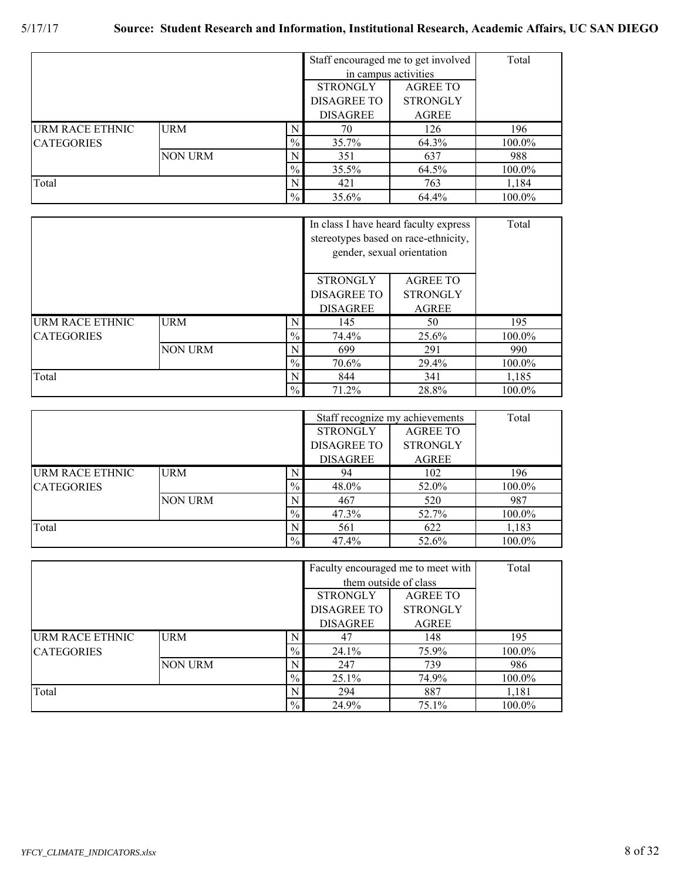| | | | Staff encouraged me to get involved in campus activities | | Total |
|---|---|---|---|---|---|
| | | | STRONGLY DISAGREE TO DISAGREE | AGREE TO STRONGLY AGREE | |
| URM RACE ETHNIC CATEGORIES | URM | N | 70 | 126 | 196 |
| | | % | 35.7% | 64.3% | 100.0% |
| | NON URM | N | 351 | 637 | 988 |
| | | % | 35.5% | 64.5% | 100.0% |
| Total | | N | 421 | 763 | 1,184 |
| | | % | 35.6% | 64.4% | 100.0% |

| | | | In class I have heard faculty express stereotypes based on race-ethnicity, gender, sexual orientation | | Total |
|---|---|---|---|---|---|
| | | | STRONGLY DISAGREE TO DISAGREE | AGREE TO STRONGLY AGREE | |
| URM RACE ETHNIC CATEGORIES | URM | N | 145 | 50 | 195 |
| | | % | 74.4% | 25.6% | 100.0% |
| | NON URM | N | 699 | 291 | 990 |
| | | % | 70.6% | 29.4% | 100.0% |
| Total | | N | 844 | 341 | 1,185 |
| | | % | 71.2% | 28.8% | 100.0% |

| | | | Staff recognize my achievements | | Total |
|---|---|---|---|---|---|
| | | | STRONGLY DISAGREE TO DISAGREE | AGREE TO STRONGLY AGREE | |
| URM RACE ETHNIC CATEGORIES | URM | N | 94 | 102 | 196 |
| | | % | 48.0% | 52.0% | 100.0% |
| | NON URM | N | 467 | 520 | 987 |
| | | % | 47.3% | 52.7% | 100.0% |
| Total | | N | 561 | 622 | 1,183 |
| | | % | 47.4% | 52.6% | 100.0% |

| | | | Faculty encouraged me to meet with them outside of class | | Total |
|---|---|---|---|---|---|
| | | | STRONGLY DISAGREE TO DISAGREE | AGREE TO STRONGLY AGREE | |
| URM RACE ETHNIC CATEGORIES | URM | N | 47 | 148 | 195 |
| | | % | 24.1% | 75.9% | 100.0% |
| | NON URM | N | 247 | 739 | 986 |
| | | % | 25.1% | 74.9% | 100.0% |
| Total | | N | 294 | 887 | 1,181 |
| | | % | 24.9% | 75.1% | 100.0% |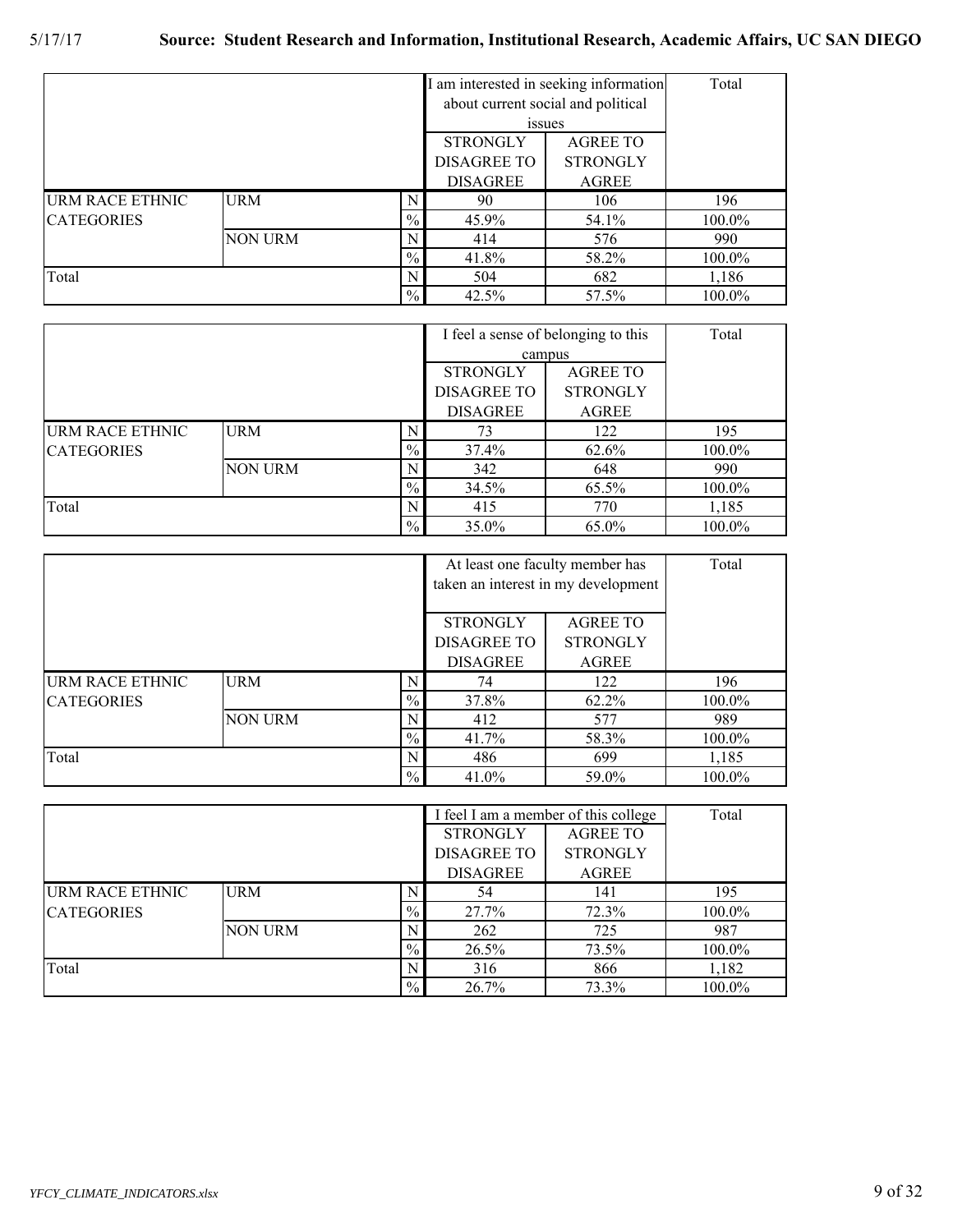| | | | I am interested in seeking information about current social and political issues | | Total |
|---|---|---|---|---|---|
| | | | STRONGLY DISAGREE TO DISAGREE | AGREE TO STRONGLY AGREE | |
| URM RACE ETHNIC CATEGORIES | URM | N | 90 | 106 | 196 |
| | | % | 45.9% | 54.1% | 100.0% |
| | NON URM | N | 414 | 576 | 990 |
| | | % | 41.8% | 58.2% | 100.0% |
| Total | | N | 504 | 682 | 1,186 |
| | | % | 42.5% | 57.5% | 100.0% |

| | | | I feel a sense of belonging to this campus | | Total |
|---|---|---|---|---|---|
| | | | STRONGLY DISAGREE TO DISAGREE | AGREE TO STRONGLY AGREE | |
| URM RACE ETHNIC CATEGORIES | URM | N | 73 | 122 | 195 |
| | | % | 37.4% | 62.6% | 100.0% |
| | NON URM | N | 342 | 648 | 990 |
| | | % | 34.5% | 65.5% | 100.0% |
| Total | | N | 415 | 770 | 1,185 |
| | | % | 35.0% | 65.0% | 100.0% |

| | | | At least one faculty member has taken an interest in my development | | Total |
|---|---|---|---|---|---|
| | | | STRONGLY DISAGREE TO DISAGREE | AGREE TO STRONGLY AGREE | |
| URM RACE ETHNIC CATEGORIES | URM | N | 74 | 122 | 196 |
| | | % | 37.8% | 62.2% | 100.0% |
| | NON URM | N | 412 | 577 | 989 |
| | | % | 41.7% | 58.3% | 100.0% |
| Total | | N | 486 | 699 | 1,185 |
| | | % | 41.0% | 59.0% | 100.0% |

| | | | I feel I am a member of this college | | Total |
|---|---|---|---|---|---|
| | | | STRONGLY DISAGREE TO DISAGREE | AGREE TO STRONGLY AGREE | |
| URM RACE ETHNIC CATEGORIES | URM | N | 54 | 141 | 195 |
| | | % | 27.7% | 72.3% | 100.0% |
| | NON URM | N | 262 | 725 | 987 |
| | | % | 26.5% | 73.5% | 100.0% |
| Total | | N | 316 | 866 | 1,182 |
| | | % | 26.7% | 73.3% | 100.0% |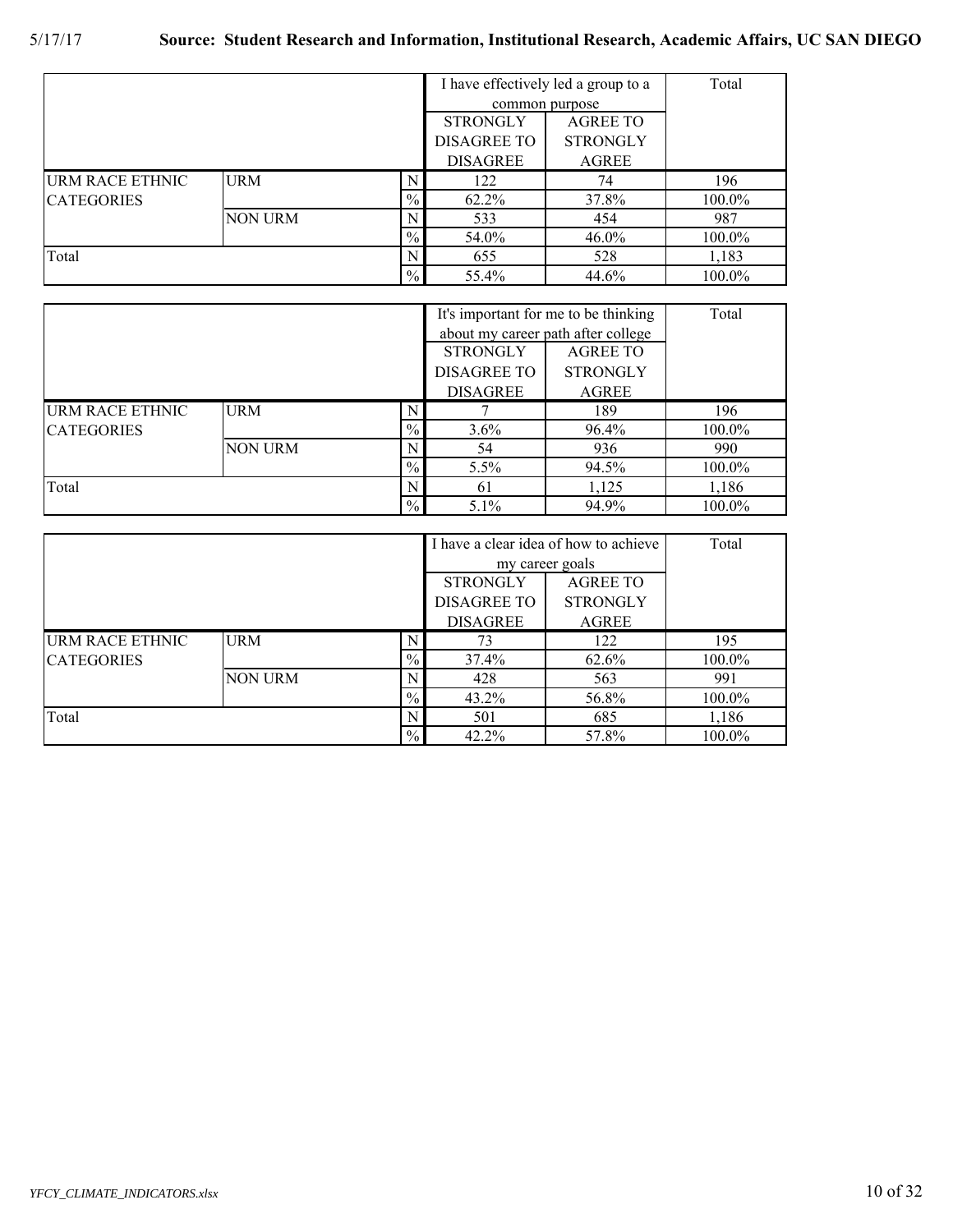| | | | I have effectively led a group to a common purpose | | Total |
|---|---|---|---|---|---|
| | | | STRONGLY DISAGREE TO DISAGREE | AGREE TO STRONGLY AGREE | |
| URM RACE ETHNIC CATEGORIES | URM | N | 122 | 74 | 196 |
| | | % | 62.2% | 37.8% | 100.0% |
| | NON URM | N | 533 | 454 | 987 |
| | | % | 54.0% | 46.0% | 100.0% |
| Total | | N | 655 | 528 | 1,183 |
| | | % | 55.4% | 44.6% | 100.0% |

| | | | It's important for me to be thinking about my career path after college | | Total |
|---|---|---|---|---|---|
| | | | STRONGLY DISAGREE TO DISAGREE | AGREE TO STRONGLY AGREE | |
| URM RACE ETHNIC CATEGORIES | URM | N | 7 | 189 | 196 |
| | | % | 3.6% | 96.4% | 100.0% |
| | NON URM | N | 54 | 936 | 990 |
| | | % | 5.5% | 94.5% | 100.0% |
| Total | | N | 61 | 1,125 | 1,186 |
| | | % | 5.1% | 94.9% | 100.0% |

| | | | I have a clear idea of how to achieve my career goals | | Total |
|---|---|---|---|---|---|
| | | | STRONGLY DISAGREE TO DISAGREE | AGREE TO STRONGLY AGREE | |
| URM RACE ETHNIC CATEGORIES | URM | N | 73 | 122 | 195 |
| | | % | 37.4% | 62.6% | 100.0% |
| | NON URM | N | 428 | 563 | 991 |
| | | % | 43.2% | 56.8% | 100.0% |
| Total | | N | 501 | 685 | 1,186 |
| | | % | 42.2% | 57.8% | 100.0% |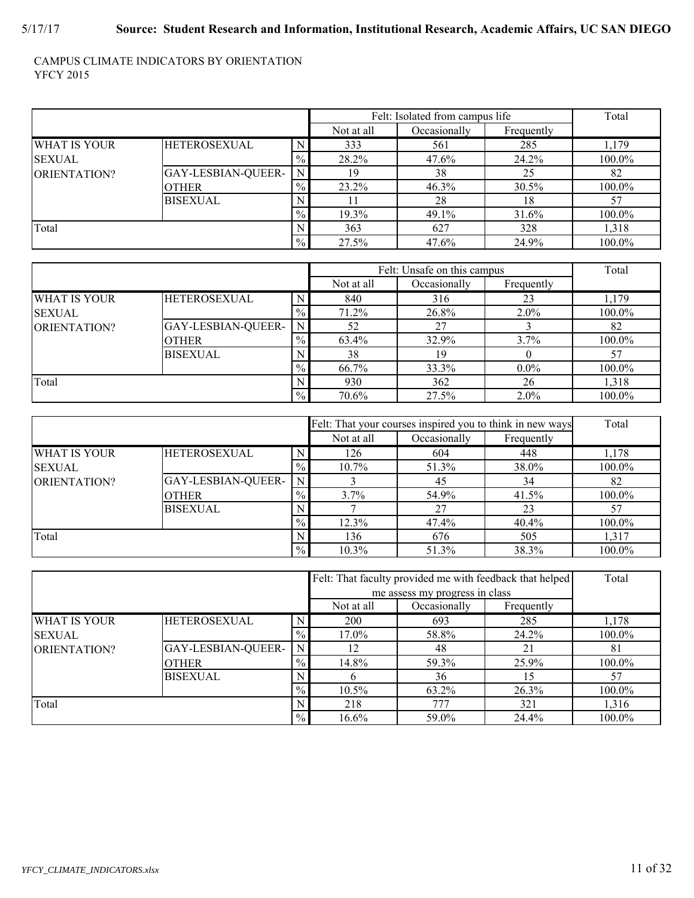CAMPUS CLIMATE INDICATORS BY ORIENTATION
YFCY 2015

| | | | Felt: Isolated from campus life | | | Total |
|---|---|---|---|---|---|---|
| | | | Not at all | Occasionally | Frequently | |
| WHAT IS YOUR SEXUAL ORIENTATION? | HETEROSEXUAL | N | 333 | 561 | 285 | 1,179 |
| | | % | 28.2% | 47.6% | 24.2% | 100.0% |
| | GAY-LESBIAN-QUEER-OTHER | N | 19 | 38 | 25 | 82 |
| | | % | 23.2% | 46.3% | 30.5% | 100.0% |
| | BISEXUAL | N | 11 | 28 | 18 | 57 |
| | | % | 19.3% | 49.1% | 31.6% | 100.0% |
| Total | | N | 363 | 627 | 328 | 1,318 |
| | | % | 27.5% | 47.6% | 24.9% | 100.0% |

| | | | Felt: Unsafe on this campus | | | Total |
|---|---|---|---|---|---|---|
| | | | Not at all | Occasionally | Frequently | |
| WHAT IS YOUR SEXUAL ORIENTATION? | HETEROSEXUAL | N | 840 | 316 | 23 | 1,179 |
| | | % | 71.2% | 26.8% | 2.0% | 100.0% |
| | GAY-LESBIAN-QUEER-OTHER | N | 52 | 27 | 3 | 82 |
| | | % | 63.4% | 32.9% | 3.7% | 100.0% |
| | BISEXUAL | N | 38 | 19 | 0 | 57 |
| | | % | 66.7% | 33.3% | 0.0% | 100.0% |
| Total | | N | 930 | 362 | 26 | 1,318 |
| | | % | 70.6% | 27.5% | 2.0% | 100.0% |

| | | | Felt: That your courses inspired you to think in new ways | | | Total |
|---|---|---|---|---|---|---|
| | | | Not at all | Occasionally | Frequently | |
| WHAT IS YOUR SEXUAL ORIENTATION? | HETEROSEXUAL | N | 126 | 604 | 448 | 1,178 |
| | | % | 10.7% | 51.3% | 38.0% | 100.0% |
| | GAY-LESBIAN-QUEER-OTHER | N | 3 | 45 | 34 | 82 |
| | | % | 3.7% | 54.9% | 41.5% | 100.0% |
| | BISEXUAL | N | 7 | 27 | 23 | 57 |
| | | % | 12.3% | 47.4% | 40.4% | 100.0% |
| Total | | N | 136 | 676 | 505 | 1,317 |
| | | % | 10.3% | 51.3% | 38.3% | 100.0% |

| | | | Felt: That faculty provided me with feedback that helped me assess my progress in class | | | Total |
|---|---|---|---|---|---|---|
| | | | Not at all | Occasionally | Frequently | |
| WHAT IS YOUR SEXUAL ORIENTATION? | HETEROSEXUAL | N | 200 | 693 | 285 | 1,178 |
| | | % | 17.0% | 58.8% | 24.2% | 100.0% |
| | GAY-LESBIAN-QUEER-OTHER | N | 12 | 48 | 21 | 81 |
| | | % | 14.8% | 59.3% | 25.9% | 100.0% |
| | BISEXUAL | N | 6 | 36 | 15 | 57 |
| | | % | 10.5% | 63.2% | 26.3% | 100.0% |
| Total | | N | 218 | 777 | 321 | 1,316 |
| | | % | 16.6% | 59.0% | 24.4% | 100.0% |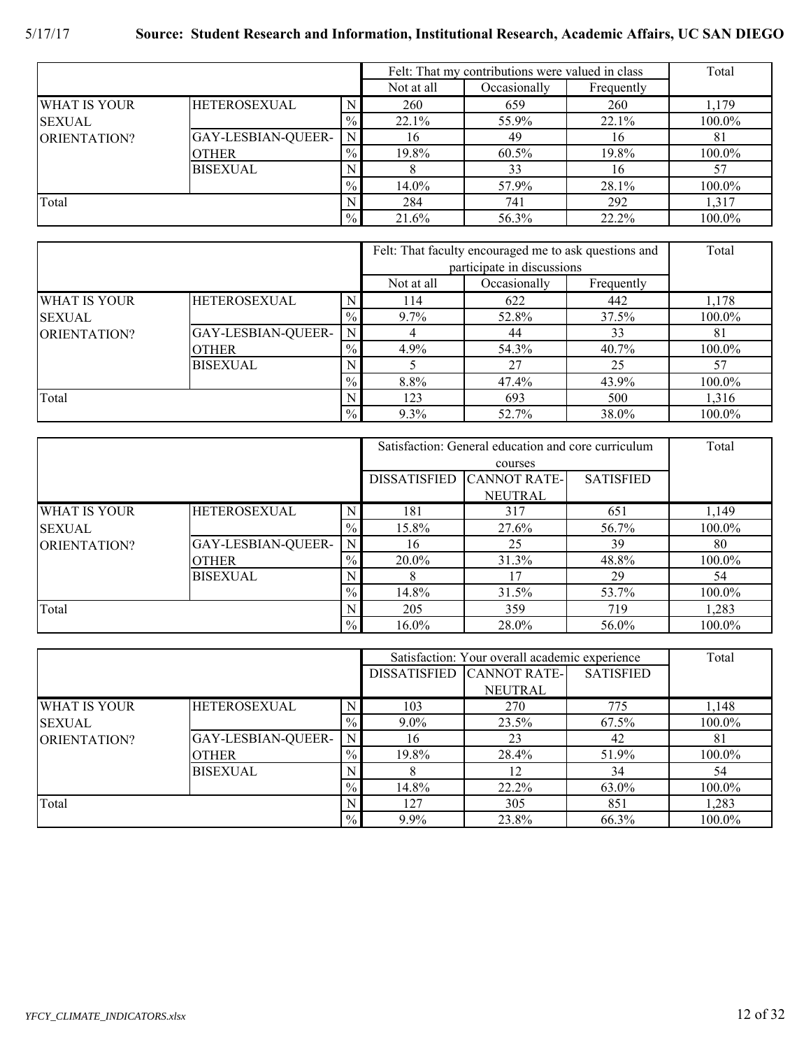| | | | Felt: That my contributions were valued in class | | | Total |
|---|---|---|---|---|---|---|
| | | | Not at all | Occasionally | Frequently | |
| WHAT IS YOUR SEXUAL ORIENTATION? | HETEROSEXUAL | N | 260 | 659 | 260 | 1,179 |
| | | % | 22.1% | 55.9% | 22.1% | 100.0% |
| | GAY-LESBIAN-QUEER-OTHER | N | 16 | 49 | 16 | 81 |
| | | % | 19.8% | 60.5% | 19.8% | 100.0% |
| | BISEXUAL | N | 8 | 33 | 16 | 57 |
| | | % | 14.0% | 57.9% | 28.1% | 100.0% |
| Total | | N | 284 | 741 | 292 | 1,317 |
| | | % | 21.6% | 56.3% | 22.2% | 100.0% |

| | | | Felt: That faculty encouraged me to ask questions and participate in discussions | | | Total |
|---|---|---|---|---|---|---|
| | | | Not at all | Occasionally | Frequently | |
| WHAT IS YOUR SEXUAL ORIENTATION? | HETEROSEXUAL | N | 114 | 622 | 442 | 1,178 |
| | | % | 9.7% | 52.8% | 37.5% | 100.0% |
| | GAY-LESBIAN-QUEER-OTHER | N | 4 | 44 | 33 | 81 |
| | | % | 4.9% | 54.3% | 40.7% | 100.0% |
| | BISEXUAL | N | 5 | 27 | 25 | 57 |
| | | % | 8.8% | 47.4% | 43.9% | 100.0% |
| Total | | N | 123 | 693 | 500 | 1,316 |
| | | % | 9.3% | 52.7% | 38.0% | 100.0% |

| | | | Satisfaction: General education and core curriculum courses | | | Total |
|---|---|---|---|---|---|---|
| | | | DISSATISFIED | CANNOT RATE-NEUTRAL | SATISFIED | |
| WHAT IS YOUR SEXUAL ORIENTATION? | HETEROSEXUAL | N | 181 | 317 | 651 | 1,149 |
| | | % | 15.8% | 27.6% | 56.7% | 100.0% |
| | GAY-LESBIAN-QUEER-OTHER | N | 16 | 25 | 39 | 80 |
| | | % | 20.0% | 31.3% | 48.8% | 100.0% |
| | BISEXUAL | N | 8 | 17 | 29 | 54 |
| | | % | 14.8% | 31.5% | 53.7% | 100.0% |
| Total | | N | 205 | 359 | 719 | 1,283 |
| | | % | 16.0% | 28.0% | 56.0% | 100.0% |

| | | | Satisfaction: Your overall academic experience | | | Total |
|---|---|---|---|---|---|---|
| | | | DISSATISFIED | CANNOT RATE-NEUTRAL | SATISFIED | |
| WHAT IS YOUR SEXUAL ORIENTATION? | HETEROSEXUAL | N | 103 | 270 | 775 | 1,148 |
| | | % | 9.0% | 23.5% | 67.5% | 100.0% |
| | GAY-LESBIAN-QUEER-OTHER | N | 16 | 23 | 42 | 81 |
| | | % | 19.8% | 28.4% | 51.9% | 100.0% |
| | BISEXUAL | N | 8 | 12 | 34 | 54 |
| | | % | 14.8% | 22.2% | 63.0% | 100.0% |
| Total | | N | 127 | 305 | 851 | 1,283 |
| | | % | 9.9% | 23.8% | 66.3% | 100.0% |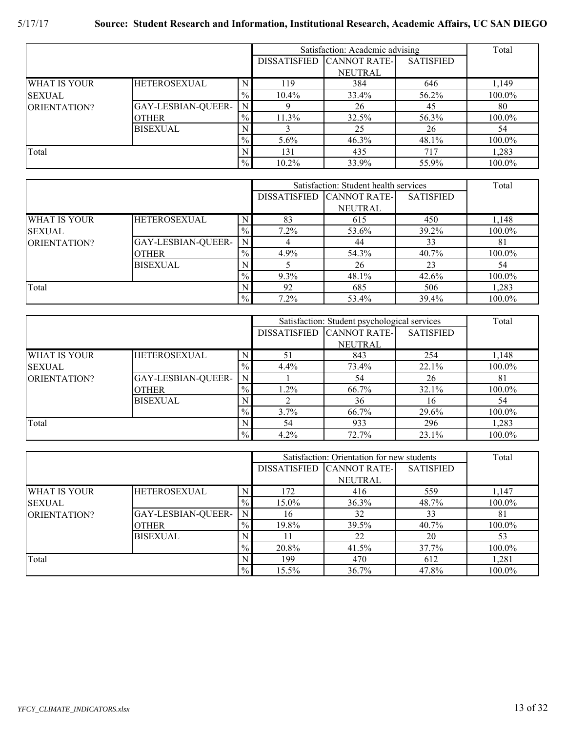| | | | Satisfaction: Academic advising | | | Total |
|---|---|---|---|---|---|---|
| | | | DISSATISFIED | CANNOT RATE-NEUTRAL | SATISFIED | |
| WHAT IS YOUR SEXUAL ORIENTATION? | HETEROSEXUAL | N | 119 | 384 | 646 | 1,149 |
| | | % | 10.4% | 33.4% | 56.2% | 100.0% |
| | GAY-LESBIAN-QUEER-OTHER | N | 9 | 26 | 45 | 80 |
| | | % | 11.3% | 32.5% | 56.3% | 100.0% |
| | BISEXUAL | N | 3 | 25 | 26 | 54 |
| | | % | 5.6% | 46.3% | 48.1% | 100.0% |
| Total | | N | 131 | 435 | 717 | 1,283 |
| | | % | 10.2% | 33.9% | 55.9% | 100.0% |

| | | | Satisfaction: Student health services | | | Total |
|---|---|---|---|---|---|---|
| | | | DISSATISFIED | CANNOT RATE-NEUTRAL | SATISFIED | |
| WHAT IS YOUR SEXUAL ORIENTATION? | HETEROSEXUAL | N | 83 | 615 | 450 | 1,148 |
| | | % | 7.2% | 53.6% | 39.2% | 100.0% |
| | GAY-LESBIAN-QUEER-OTHER | N | 4 | 44 | 33 | 81 |
| | | % | 4.9% | 54.3% | 40.7% | 100.0% |
| | BISEXUAL | N | 5 | 26 | 23 | 54 |
| | | % | 9.3% | 48.1% | 42.6% | 100.0% |
| Total | | N | 92 | 685 | 506 | 1,283 |
| | | % | 7.2% | 53.4% | 39.4% | 100.0% |

| | | | Satisfaction: Student psychological services | | | Total |
|---|---|---|---|---|---|---|
| | | | DISSATISFIED | CANNOT RATE-NEUTRAL | SATISFIED | |
| WHAT IS YOUR SEXUAL ORIENTATION? | HETEROSEXUAL | N | 51 | 843 | 254 | 1,148 |
| | | % | 4.4% | 73.4% | 22.1% | 100.0% |
| | GAY-LESBIAN-QUEER-OTHER | N | 1 | 54 | 26 | 81 |
| | | % | 1.2% | 66.7% | 32.1% | 100.0% |
| | BISEXUAL | N | 2 | 36 | 16 | 54 |
| | | % | 3.7% | 66.7% | 29.6% | 100.0% |
| Total | | N | 54 | 933 | 296 | 1,283 |
| | | % | 4.2% | 72.7% | 23.1% | 100.0% |

| | | | Satisfaction: Orientation for new students | | | Total |
|---|---|---|---|---|---|---|
| | | | DISSATISFIED | CANNOT RATE-NEUTRAL | SATISFIED | |
| WHAT IS YOUR SEXUAL ORIENTATION? | HETEROSEXUAL | N | 172 | 416 | 559 | 1,147 |
| | | % | 15.0% | 36.3% | 48.7% | 100.0% |
| | GAY-LESBIAN-QUEER-OTHER | N | 16 | 32 | 33 | 81 |
| | | % | 19.8% | 39.5% | 40.7% | 100.0% |
| | BISEXUAL | N | 11 | 22 | 20 | 53 |
| | | % | 20.8% | 41.5% | 37.7% | 100.0% |
| Total | | N | 199 | 470 | 612 | 1,281 |
| | | % | 15.5% | 36.7% | 47.8% | 100.0% |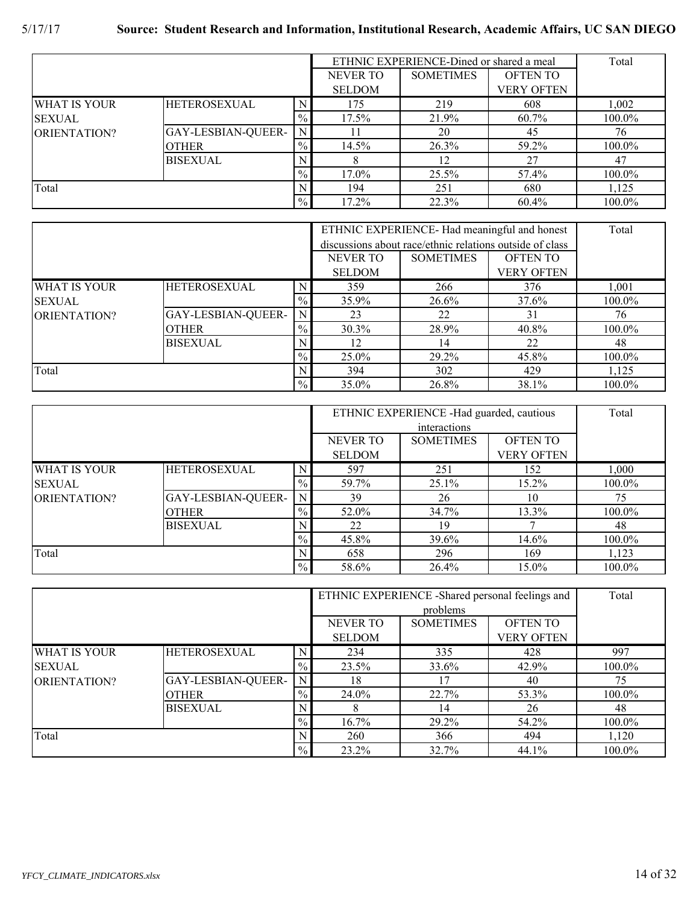| | | | ETHNIC EXPERIENCE-Dined or shared a meal | | | Total |
|---|---|---|---|---|---|---|
| | | | NEVER TO SELDOM | SOMETIMES | OFTEN TO VERY OFTEN | |
| WHAT IS YOUR SEXUAL ORIENTATION? | HETEROSEXUAL | N | 175 | 219 | 608 | 1,002 |
| | | % | 17.5% | 21.9% | 60.7% | 100.0% |
| | GAY-LESBIAN-QUEER-OTHER | N | 11 | 20 | 45 | 76 |
| | | % | 14.5% | 26.3% | 59.2% | 100.0% |
| | BISEXUAL | N | 8 | 12 | 27 | 47 |
| | | % | 17.0% | 25.5% | 57.4% | 100.0% |
| Total | | N | 194 | 251 | 680 | 1,125 |
| | | % | 17.2% | 22.3% | 60.4% | 100.0% |

| | | | ETHNIC EXPERIENCE- Had meaningful and honest discussions about race/ethnic relations outside of class | | | Total |
|---|---|---|---|---|---|---|
| | | | NEVER TO SELDOM | SOMETIMES | OFTEN TO VERY OFTEN | |
| WHAT IS YOUR SEXUAL ORIENTATION? | HETEROSEXUAL | N | 359 | 266 | 376 | 1,001 |
| | | % | 35.9% | 26.6% | 37.6% | 100.0% |
| | GAY-LESBIAN-QUEER-OTHER | N | 23 | 22 | 31 | 76 |
| | | % | 30.3% | 28.9% | 40.8% | 100.0% |
| | BISEXUAL | N | 12 | 14 | 22 | 48 |
| | | % | 25.0% | 29.2% | 45.8% | 100.0% |
| Total | | N | 394 | 302 | 429 | 1,125 |
| | | % | 35.0% | 26.8% | 38.1% | 100.0% |

| | | | ETHNIC EXPERIENCE -Had guarded, cautious interactions | | | Total |
|---|---|---|---|---|---|---|
| | | | NEVER TO SELDOM | SOMETIMES | OFTEN TO VERY OFTEN | |
| WHAT IS YOUR SEXUAL ORIENTATION? | HETEROSEXUAL | N | 597 | 251 | 152 | 1,000 |
| | | % | 59.7% | 25.1% | 15.2% | 100.0% |
| | GAY-LESBIAN-QUEER-OTHER | N | 39 | 26 | 10 | 75 |
| | | % | 52.0% | 34.7% | 13.3% | 100.0% |
| | BISEXUAL | N | 22 | 19 | 7 | 48 |
| | | % | 45.8% | 39.6% | 14.6% | 100.0% |
| Total | | N | 658 | 296 | 169 | 1,123 |
| | | % | 58.6% | 26.4% | 15.0% | 100.0% |

| | | | ETHNIC EXPERIENCE -Shared personal feelings and problems | | | Total |
|---|---|---|---|---|---|---|
| | | | NEVER TO SELDOM | SOMETIMES | OFTEN TO VERY OFTEN | |
| WHAT IS YOUR SEXUAL ORIENTATION? | HETEROSEXUAL | N | 234 | 335 | 428 | 997 |
| | | % | 23.5% | 33.6% | 42.9% | 100.0% |
| | GAY-LESBIAN-QUEER-OTHER | N | 18 | 17 | 40 | 75 |
| | | % | 24.0% | 22.7% | 53.3% | 100.0% |
| | BISEXUAL | N | 8 | 14 | 26 | 48 |
| | | % | 16.7% | 29.2% | 54.2% | 100.0% |
| Total | | N | 260 | 366 | 494 | 1,120 |
| | | % | 23.2% | 32.7% | 44.1% | 100.0% |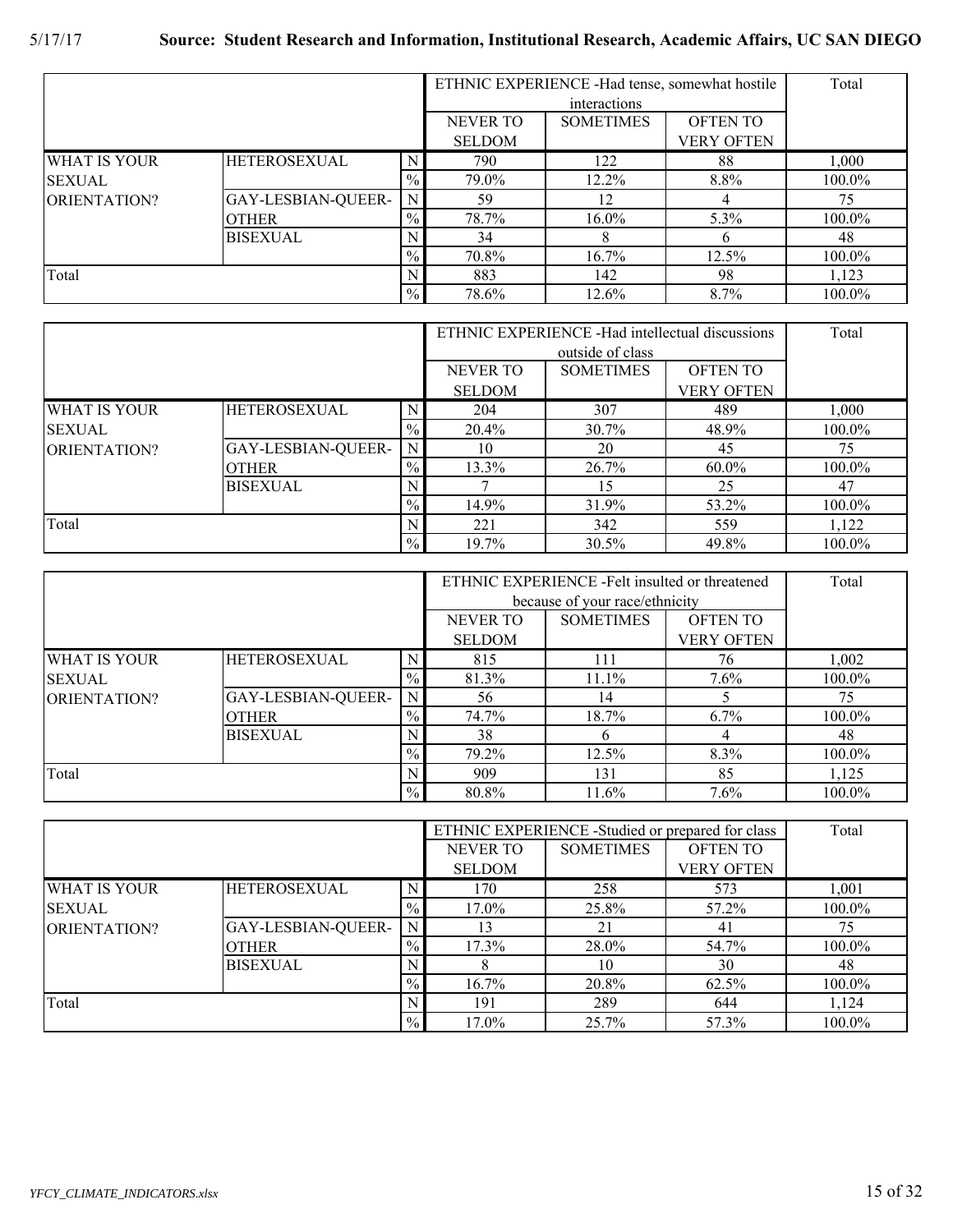| | | | ETHNIC EXPERIENCE -Had tense, somewhat hostile interactions | | | Total |
|---|---|---|---|---|---|---|
| | | | NEVER TO SELDOM | SOMETIMES | OFTEN TO VERY OFTEN | |
| WHAT IS YOUR SEXUAL ORIENTATION? | HETEROSEXUAL | N | 790 | 122 | 88 | 1,000 |
| | | % | 79.0% | 12.2% | 8.8% | 100.0% |
| | GAY-LESBIAN-QUEER-OTHER | N | 59 | 12 | 4 | 75 |
| | | % | 78.7% | 16.0% | 5.3% | 100.0% |
| | BISEXUAL | N | 34 | 8 | 6 | 48 |
| | | % | 70.8% | 16.7% | 12.5% | 100.0% |
| Total | | N | 883 | 142 | 98 | 1,123 |
| | | % | 78.6% | 12.6% | 8.7% | 100.0% |

| | | | ETHNIC EXPERIENCE -Had intellectual discussions outside of class | | | Total |
|---|---|---|---|---|---|---|
| | | | NEVER TO SELDOM | SOMETIMES | OFTEN TO VERY OFTEN | |
| WHAT IS YOUR SEXUAL ORIENTATION? | HETEROSEXUAL | N | 204 | 307 | 489 | 1,000 |
| | | % | 20.4% | 30.7% | 48.9% | 100.0% |
| | GAY-LESBIAN-QUEER-OTHER | N | 10 | 20 | 45 | 75 |
| | | % | 13.3% | 26.7% | 60.0% | 100.0% |
| | BISEXUAL | N | 7 | 15 | 25 | 47 |
| | | % | 14.9% | 31.9% | 53.2% | 100.0% |
| Total | | N | 221 | 342 | 559 | 1,122 |
| | | % | 19.7% | 30.5% | 49.8% | 100.0% |

| | | | ETHNIC EXPERIENCE -Felt insulted or threatened because of your race/ethnicity | | | Total |
|---|---|---|---|---|---|---|
| | | | NEVER TO SELDOM | SOMETIMES | OFTEN TO VERY OFTEN | |
| WHAT IS YOUR SEXUAL ORIENTATION? | HETEROSEXUAL | N | 815 | 111 | 76 | 1,002 |
| | | % | 81.3% | 11.1% | 7.6% | 100.0% |
| | GAY-LESBIAN-QUEER-OTHER | N | 56 | 14 | 5 | 75 |
| | | % | 74.7% | 18.7% | 6.7% | 100.0% |
| | BISEXUAL | N | 38 | 6 | 4 | 48 |
| | | % | 79.2% | 12.5% | 8.3% | 100.0% |
| Total | | N | 909 | 131 | 85 | 1,125 |
| | | % | 80.8% | 11.6% | 7.6% | 100.0% |

| | | | ETHNIC EXPERIENCE -Studied or prepared for class | | | Total |
|---|---|---|---|---|---|---|
| | | | NEVER TO SELDOM | SOMETIMES | OFTEN TO VERY OFTEN | |
| WHAT IS YOUR SEXUAL ORIENTATION? | HETEROSEXUAL | N | 170 | 258 | 573 | 1,001 |
| | | % | 17.0% | 25.8% | 57.2% | 100.0% |
| | GAY-LESBIAN-QUEER-OTHER | N | 13 | 21 | 41 | 75 |
| | | % | 17.3% | 28.0% | 54.7% | 100.0% |
| | BISEXUAL | N | 8 | 10 | 30 | 48 |
| | | % | 16.7% | 20.8% | 62.5% | 100.0% |
| Total | | N | 191 | 289 | 644 | 1,124 |
| | | % | 17.0% | 25.7% | 57.3% | 100.0% |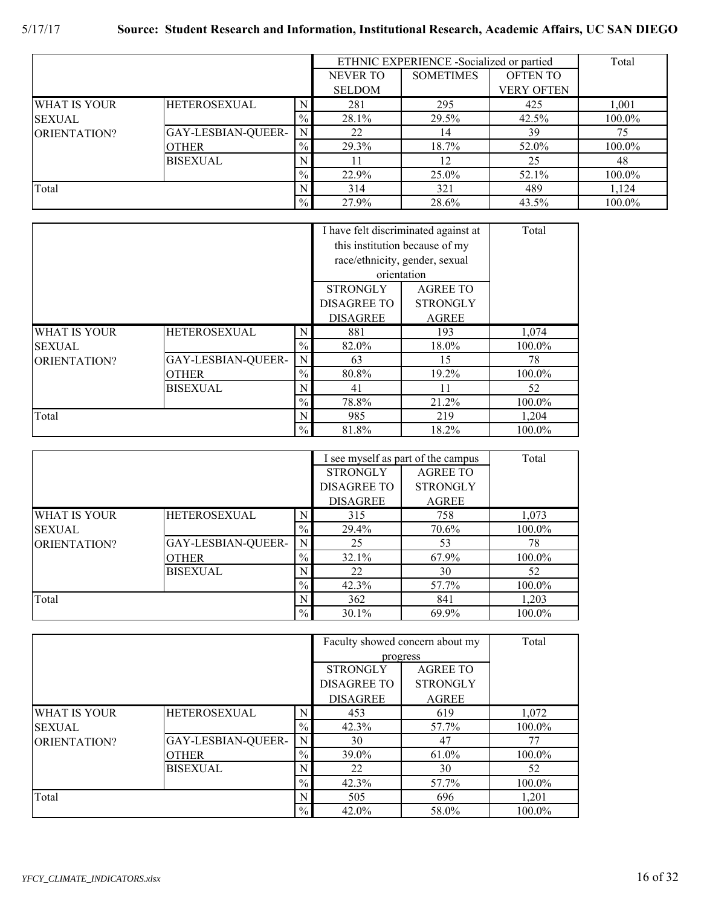| | | | ETHNIC EXPERIENCE -Socialized or partied | | | Total |
|---|---|---|---|---|---|---|
| | | | NEVER TO SELDOM | SOMETIMES | OFTEN TO VERY OFTEN | |
| WHAT IS YOUR SEXUAL ORIENTATION? | HETEROSEXUAL | N | 281 | 295 | 425 | 1,001 |
| | | % | 28.1% | 29.5% | 42.5% | 100.0% |
| | GAY-LESBIAN-QUEER-OTHER | N | 22 | 14 | 39 | 75 |
| | | % | 29.3% | 18.7% | 52.0% | 100.0% |
| | BISEXUAL | N | 11 | 12 | 25 | 48 |
| | | % | 22.9% | 25.0% | 52.1% | 100.0% |
| Total | | N | 314 | 321 | 489 | 1,124 |
| | | % | 27.9% | 28.6% | 43.5% | 100.0% |

| | | | I have felt discriminated against at this institution because of my race/ethnicity, gender, sexual orientation | | Total |
|---|---|---|---|---|---|
| | | | STRONGLY DISAGREE TO DISAGREE | AGREE TO STRONGLY AGREE | |
| WHAT IS YOUR SEXUAL ORIENTATION? | HETEROSEXUAL | N | 881 | 193 | 1,074 |
| | | % | 82.0% | 18.0% | 100.0% |
| | GAY-LESBIAN-QUEER-OTHER | N | 63 | 15 | 78 |
| | | % | 80.8% | 19.2% | 100.0% |
| | BISEXUAL | N | 41 | 11 | 52 |
| | | % | 78.8% | 21.2% | 100.0% |
| Total | | N | 985 | 219 | 1,204 |
| | | % | 81.8% | 18.2% | 100.0% |

| | | | I see myself as part of the campus | | Total |
|---|---|---|---|---|---|
| | | | STRONGLY DISAGREE TO DISAGREE | AGREE TO STRONGLY AGREE | |
| WHAT IS YOUR SEXUAL ORIENTATION? | HETEROSEXUAL | N | 315 | 758 | 1,073 |
| | | % | 29.4% | 70.6% | 100.0% |
| | GAY-LESBIAN-QUEER-OTHER | N | 25 | 53 | 78 |
| | | % | 32.1% | 67.9% | 100.0% |
| | BISEXUAL | N | 22 | 30 | 52 |
| | | % | 42.3% | 57.7% | 100.0% |
| Total | | N | 362 | 841 | 1,203 |
| | | % | 30.1% | 69.9% | 100.0% |

| | | | Faculty showed concern about my progress | | Total |
|---|---|---|---|---|---|
| | | | STRONGLY DISAGREE TO DISAGREE | AGREE TO STRONGLY AGREE | |
| WHAT IS YOUR SEXUAL ORIENTATION? | HETEROSEXUAL | N | 453 | 619 | 1,072 |
| | | % | 42.3% | 57.7% | 100.0% |
| | GAY-LESBIAN-QUEER-OTHER | N | 30 | 47 | 77 |
| | | % | 39.0% | 61.0% | 100.0% |
| | BISEXUAL | N | 22 | 30 | 52 |
| | | % | 42.3% | 57.7% | 100.0% |
| Total | | N | 505 | 696 | 1,201 |
| | | % | 42.0% | 58.0% | 100.0% |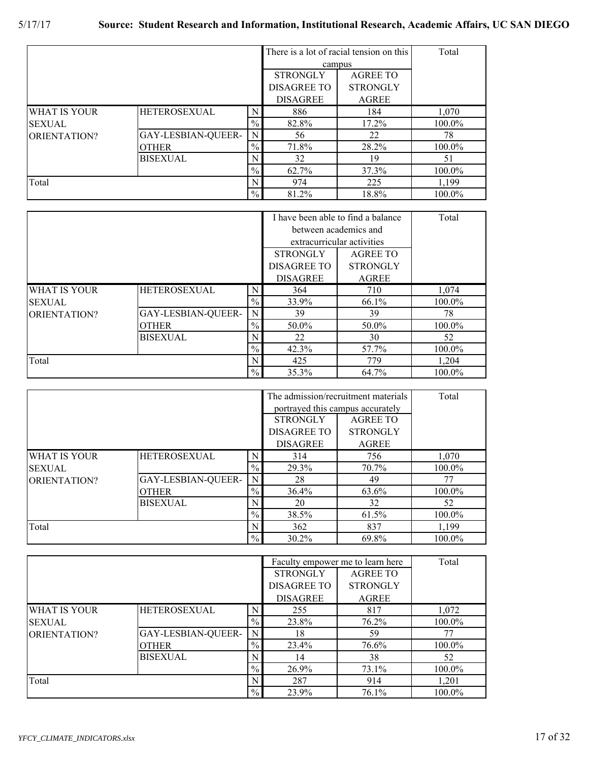| | | | There is a lot of racial tension on this campus | | Total |
|---|---|---|---|---|---|
| | | | STRONGLY DISAGREE TO DISAGREE | AGREE TO STRONGLY AGREE | |
| WHAT IS YOUR SEXUAL ORIENTATION? | HETEROSEXUAL | N | 886 | 184 | 1,070 |
| | | % | 82.8% | 17.2% | 100.0% |
| | GAY-LESBIAN-QUEER-OTHER | N | 56 | 22 | 78 |
| | | % | 71.8% | 28.2% | 100.0% |
| | BISEXUAL | N | 32 | 19 | 51 |
| | | % | 62.7% | 37.3% | 100.0% |
| Total | | N | 974 | 225 | 1,199 |
| | | % | 81.2% | 18.8% | 100.0% |

| | | | I have been able to find a balance between academics and extracurricular activities | | Total |
|---|---|---|---|---|---|
| | | | STRONGLY DISAGREE TO DISAGREE | AGREE TO STRONGLY AGREE | |
| WHAT IS YOUR SEXUAL ORIENTATION? | HETEROSEXUAL | N | 364 | 710 | 1,074 |
| | | % | 33.9% | 66.1% | 100.0% |
| | GAY-LESBIAN-QUEER-OTHER | N | 39 | 39 | 78 |
| | | % | 50.0% | 50.0% | 100.0% |
| | BISEXUAL | N | 22 | 30 | 52 |
| | | % | 42.3% | 57.7% | 100.0% |
| Total | | N | 425 | 779 | 1,204 |
| | | % | 35.3% | 64.7% | 100.0% |

| | | | The admission/recruitment materials portrayed this campus accurately | | Total |
|---|---|---|---|---|---|
| | | | STRONGLY DISAGREE TO DISAGREE | AGREE TO STRONGLY AGREE | |
| WHAT IS YOUR SEXUAL ORIENTATION? | HETEROSEXUAL | N | 314 | 756 | 1,070 |
| | | % | 29.3% | 70.7% | 100.0% |
| | GAY-LESBIAN-QUEER-OTHER | N | 28 | 49 | 77 |
| | | % | 36.4% | 63.6% | 100.0% |
| | BISEXUAL | N | 20 | 32 | 52 |
| | | % | 38.5% | 61.5% | 100.0% |
| Total | | N | 362 | 837 | 1,199 |
| | | % | 30.2% | 69.8% | 100.0% |

| | | | Faculty empower me to learn here | | Total |
|---|---|---|---|---|---|
| | | | STRONGLY DISAGREE TO DISAGREE | AGREE TO STRONGLY AGREE | |
| WHAT IS YOUR SEXUAL ORIENTATION? | HETEROSEXUAL | N | 255 | 817 | 1,072 |
| | | % | 23.8% | 76.2% | 100.0% |
| | GAY-LESBIAN-QUEER-OTHER | N | 18 | 59 | 77 |
| | | % | 23.4% | 76.6% | 100.0% |
| | BISEXUAL | N | 14 | 38 | 52 |
| | | % | 26.9% | 73.1% | 100.0% |
| Total | | N | 287 | 914 | 1,201 |
| | | % | 23.9% | 76.1% | 100.0% |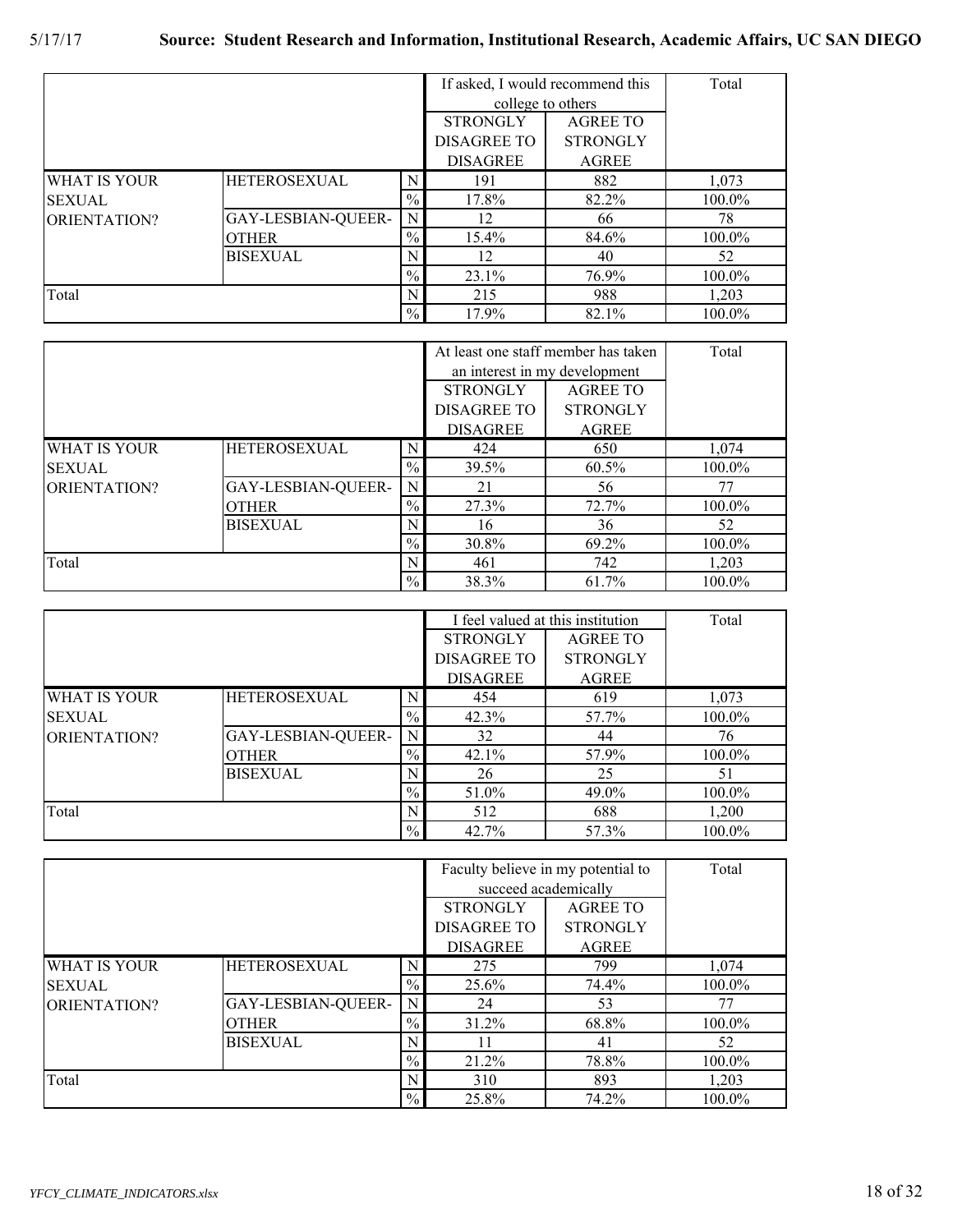| | | | If asked, I would recommend this college to others | | Total |
|---|---|---|---|---|---|
| | | | STRONGLY DISAGREE TO DISAGREE | AGREE TO STRONGLY AGREE | |
| WHAT IS YOUR SEXUAL ORIENTATION? | HETEROSEXUAL | N | 191 | 882 | 1,073 |
| | | % | 17.8% | 82.2% | 100.0% |
| | GAY-LESBIAN-QUEER-OTHER | N | 12 | 66 | 78 |
| | | % | 15.4% | 84.6% | 100.0% |
| | BISEXUAL | N | 12 | 40 | 52 |
| | | % | 23.1% | 76.9% | 100.0% |
| Total | | N | 215 | 988 | 1,203 |
| | | % | 17.9% | 82.1% | 100.0% |

| | | | At least one staff member has taken an interest in my development | | Total |
|---|---|---|---|---|---|
| | | | STRONGLY DISAGREE TO DISAGREE | AGREE TO STRONGLY AGREE | |
| WHAT IS YOUR SEXUAL ORIENTATION? | HETEROSEXUAL | N | 424 | 650 | 1,074 |
| | | % | 39.5% | 60.5% | 100.0% |
| | GAY-LESBIAN-QUEER-OTHER | N | 21 | 56 | 77 |
| | | % | 27.3% | 72.7% | 100.0% |
| | BISEXUAL | N | 16 | 36 | 52 |
| | | % | 30.8% | 69.2% | 100.0% |
| Total | | N | 461 | 742 | 1,203 |
| | | % | 38.3% | 61.7% | 100.0% |

| | | | I feel valued at this institution | | Total |
|---|---|---|---|---|---|
| | | | STRONGLY DISAGREE TO DISAGREE | AGREE TO STRONGLY AGREE | |
| WHAT IS YOUR SEXUAL ORIENTATION? | HETEROSEXUAL | N | 454 | 619 | 1,073 |
| | | % | 42.3% | 57.7% | 100.0% |
| | GAY-LESBIAN-QUEER-OTHER | N | 32 | 44 | 76 |
| | | % | 42.1% | 57.9% | 100.0% |
| | BISEXUAL | N | 26 | 25 | 51 |
| | | % | 51.0% | 49.0% | 100.0% |
| Total | | N | 512 | 688 | 1,200 |
| | | % | 42.7% | 57.3% | 100.0% |

| | | | Faculty believe in my potential to succeed academically | | Total |
|---|---|---|---|---|---|
| | | | STRONGLY DISAGREE TO DISAGREE | AGREE TO STRONGLY AGREE | |
| WHAT IS YOUR SEXUAL ORIENTATION? | HETEROSEXUAL | N | 275 | 799 | 1,074 |
| | | % | 25.6% | 74.4% | 100.0% |
| | GAY-LESBIAN-QUEER-OTHER | N | 24 | 53 | 77 |
| | | % | 31.2% | 68.8% | 100.0% |
| | BISEXUAL | N | 11 | 41 | 52 |
| | | % | 21.2% | 78.8% | 100.0% |
| Total | | N | 310 | 893 | 1,203 |
| | | % | 25.8% | 74.2% | 100.0% |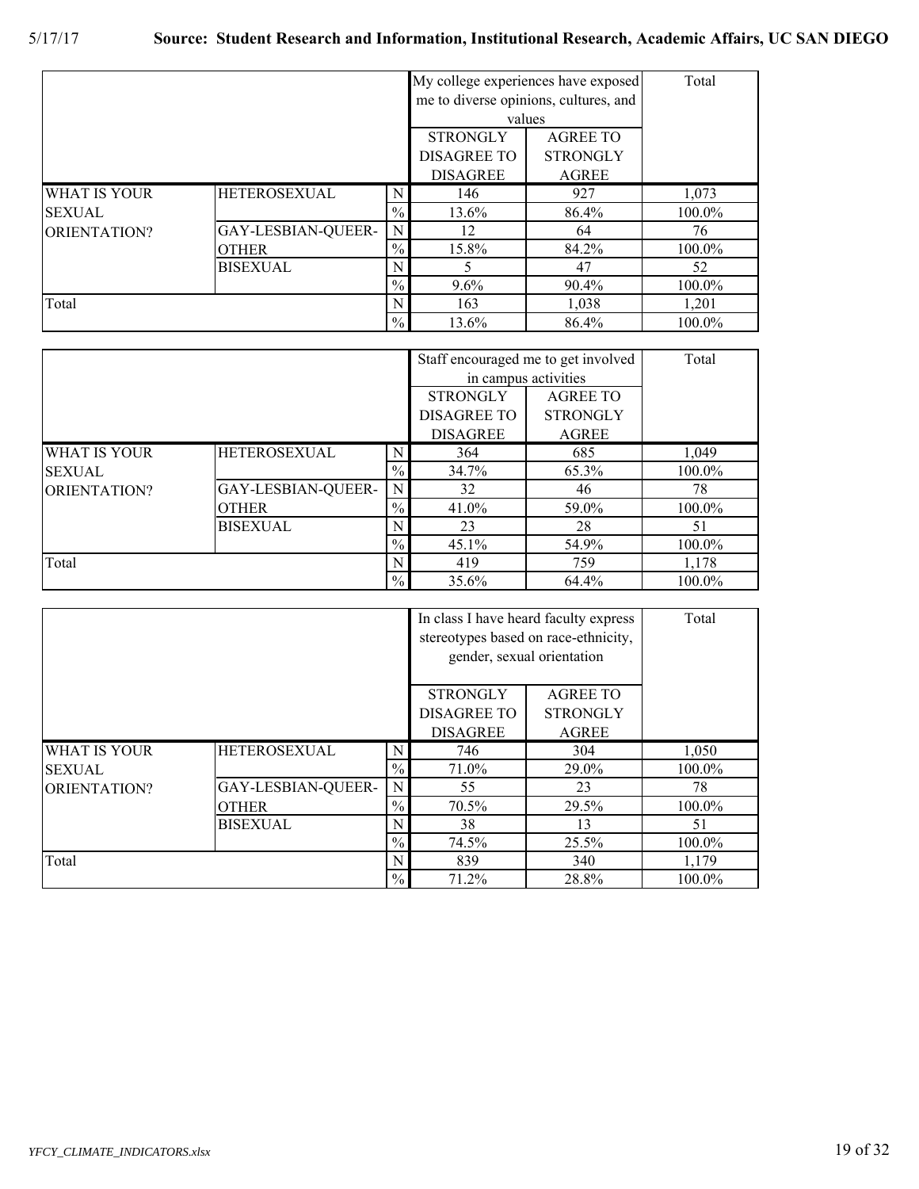| | | | My college experiences have exposed me to diverse opinions, cultures, and values | | Total |
|---|---|---|---|---|---|
| | | | STRONGLY DISAGREE TO DISAGREE | AGREE TO STRONGLY AGREE | |
| WHAT IS YOUR SEXUAL ORIENTATION? | HETEROSEXUAL | N | 146 | 927 | 1,073 |
| | | % | 13.6% | 86.4% | 100.0% |
| | GAY-LESBIAN-QUEER-OTHER | N | 12 | 64 | 76 |
| | | % | 15.8% | 84.2% | 100.0% |
| | BISEXUAL | N | 5 | 47 | 52 |
| | | % | 9.6% | 90.4% | 100.0% |
| Total | | N | 163 | 1,038 | 1,201 |
| | | % | 13.6% | 86.4% | 100.0% |

| | | | Staff encouraged me to get involved in campus activities | | Total |
|---|---|---|---|---|---|
| | | | STRONGLY DISAGREE TO DISAGREE | AGREE TO STRONGLY AGREE | |
| WHAT IS YOUR SEXUAL ORIENTATION? | HETEROSEXUAL | N | 364 | 685 | 1,049 |
| | | % | 34.7% | 65.3% | 100.0% |
| | GAY-LESBIAN-QUEER-OTHER | N | 32 | 46 | 78 |
| | | % | 41.0% | 59.0% | 100.0% |
| | BISEXUAL | N | 23 | 28 | 51 |
| | | % | 45.1% | 54.9% | 100.0% |
| Total | | N | 419 | 759 | 1,178 |
| | | % | 35.6% | 64.4% | 100.0% |

| | | | In class I have heard faculty express stereotypes based on race-ethnicity, gender, sexual orientation | | Total |
|---|---|---|---|---|---|
| | | | STRONGLY DISAGREE TO DISAGREE | AGREE TO STRONGLY AGREE | |
| WHAT IS YOUR SEXUAL ORIENTATION? | HETEROSEXUAL | N | 746 | 304 | 1,050 |
| | | % | 71.0% | 29.0% | 100.0% |
| | GAY-LESBIAN-QUEER-OTHER | N | 55 | 23 | 78 |
| | | % | 70.5% | 29.5% | 100.0% |
| | BISEXUAL | N | 38 | 13 | 51 |
| | | % | 74.5% | 25.5% | 100.0% |
| Total | | N | 839 | 340 | 1,179 |
| | | % | 71.2% | 28.8% | 100.0% |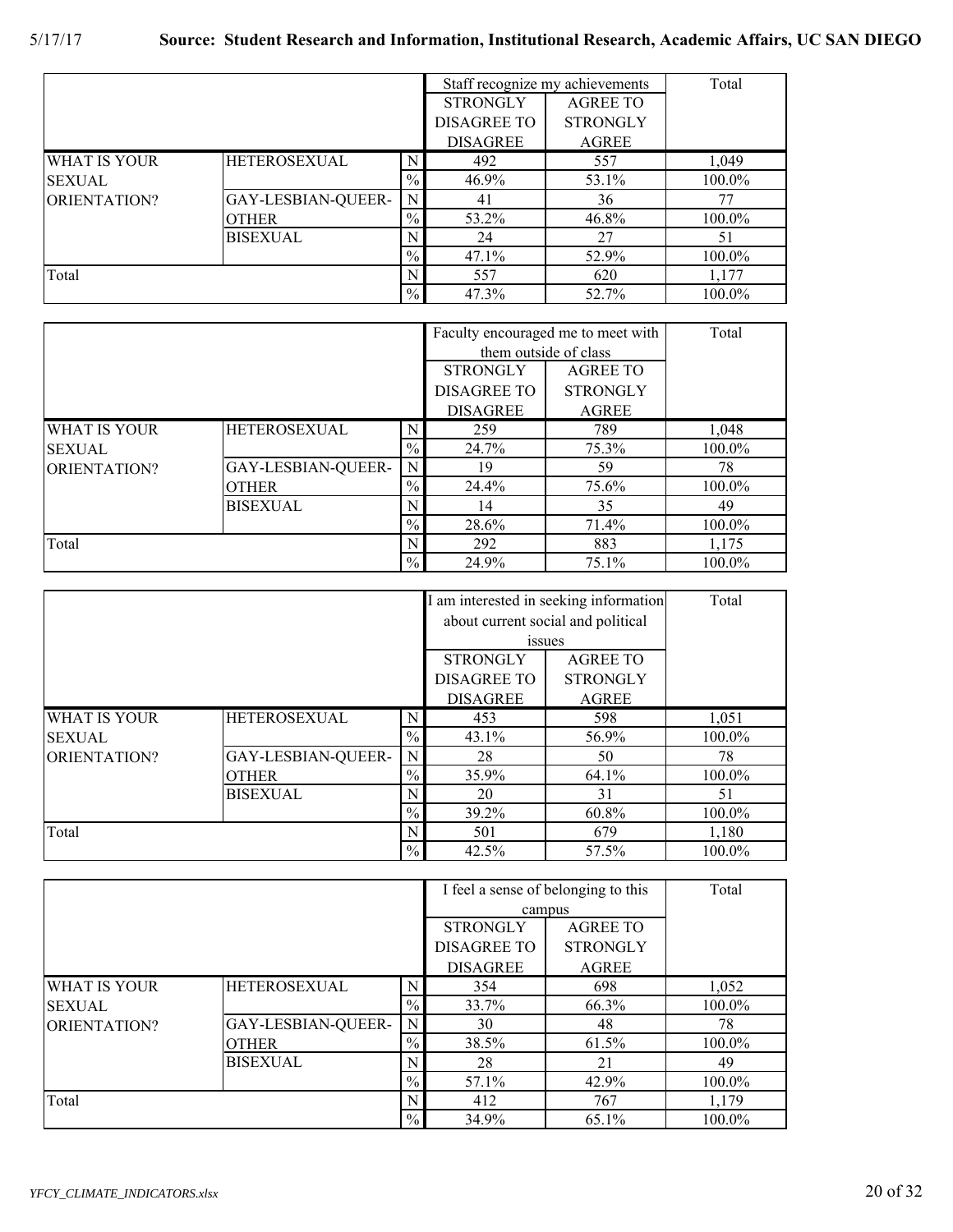| | | | Staff recognize my achievements | | Total |
|---|---|---|---|---|---|
| | | | STRONGLY DISAGREE TO DISAGREE | AGREE TO STRONGLY AGREE | |
| WHAT IS YOUR SEXUAL ORIENTATION? | HETEROSEXUAL | N | 492 | 557 | 1,049 |
| | | % | 46.9% | 53.1% | 100.0% |
| | GAY-LESBIAN-QUEER-OTHER | N | 41 | 36 | 77 |
| | | % | 53.2% | 46.8% | 100.0% |
| | BISEXUAL | N | 24 | 27 | 51 |
| | | % | 47.1% | 52.9% | 100.0% |
| Total | | N | 557 | 620 | 1,177 |
| | | % | 47.3% | 52.7% | 100.0% |

| | | | Faculty encouraged me to meet with them outside of class | | Total |
|---|---|---|---|---|---|
| | | | STRONGLY DISAGREE TO DISAGREE | AGREE TO STRONGLY AGREE | |
| WHAT IS YOUR SEXUAL ORIENTATION? | HETEROSEXUAL | N | 259 | 789 | 1,048 |
| | | % | 24.7% | 75.3% | 100.0% |
| | GAY-LESBIAN-QUEER-OTHER | N | 19 | 59 | 78 |
| | | % | 24.4% | 75.6% | 100.0% |
| | BISEXUAL | N | 14 | 35 | 49 |
| | | % | 28.6% | 71.4% | 100.0% |
| Total | | N | 292 | 883 | 1,175 |
| | | % | 24.9% | 75.1% | 100.0% |

| | | | I am interested in seeking information about current social and political issues | | Total |
|---|---|---|---|---|---|
| | | | STRONGLY DISAGREE TO DISAGREE | AGREE TO STRONGLY AGREE | |
| WHAT IS YOUR SEXUAL ORIENTATION? | HETEROSEXUAL | N | 453 | 598 | 1,051 |
| | | % | 43.1% | 56.9% | 100.0% |
| | GAY-LESBIAN-QUEER-OTHER | N | 28 | 50 | 78 |
| | | % | 35.9% | 64.1% | 100.0% |
| | BISEXUAL | N | 20 | 31 | 51 |
| | | % | 39.2% | 60.8% | 100.0% |
| Total | | N | 501 | 679 | 1,180 |
| | | % | 42.5% | 57.5% | 100.0% |

| | | | I feel a sense of belonging to this campus | | Total |
|---|---|---|---|---|---|
| | | | STRONGLY DISAGREE TO DISAGREE | AGREE TO STRONGLY AGREE | |
| WHAT IS YOUR SEXUAL ORIENTATION? | HETEROSEXUAL | N | 354 | 698 | 1,052 |
| | | % | 33.7% | 66.3% | 100.0% |
| | GAY-LESBIAN-QUEER-OTHER | N | 30 | 48 | 78 |
| | | % | 38.5% | 61.5% | 100.0% |
| | BISEXUAL | N | 28 | 21 | 49 |
| | | % | 57.1% | 42.9% | 100.0% |
| Total | | N | 412 | 767 | 1,179 |
| | | % | 34.9% | 65.1% | 100.0% |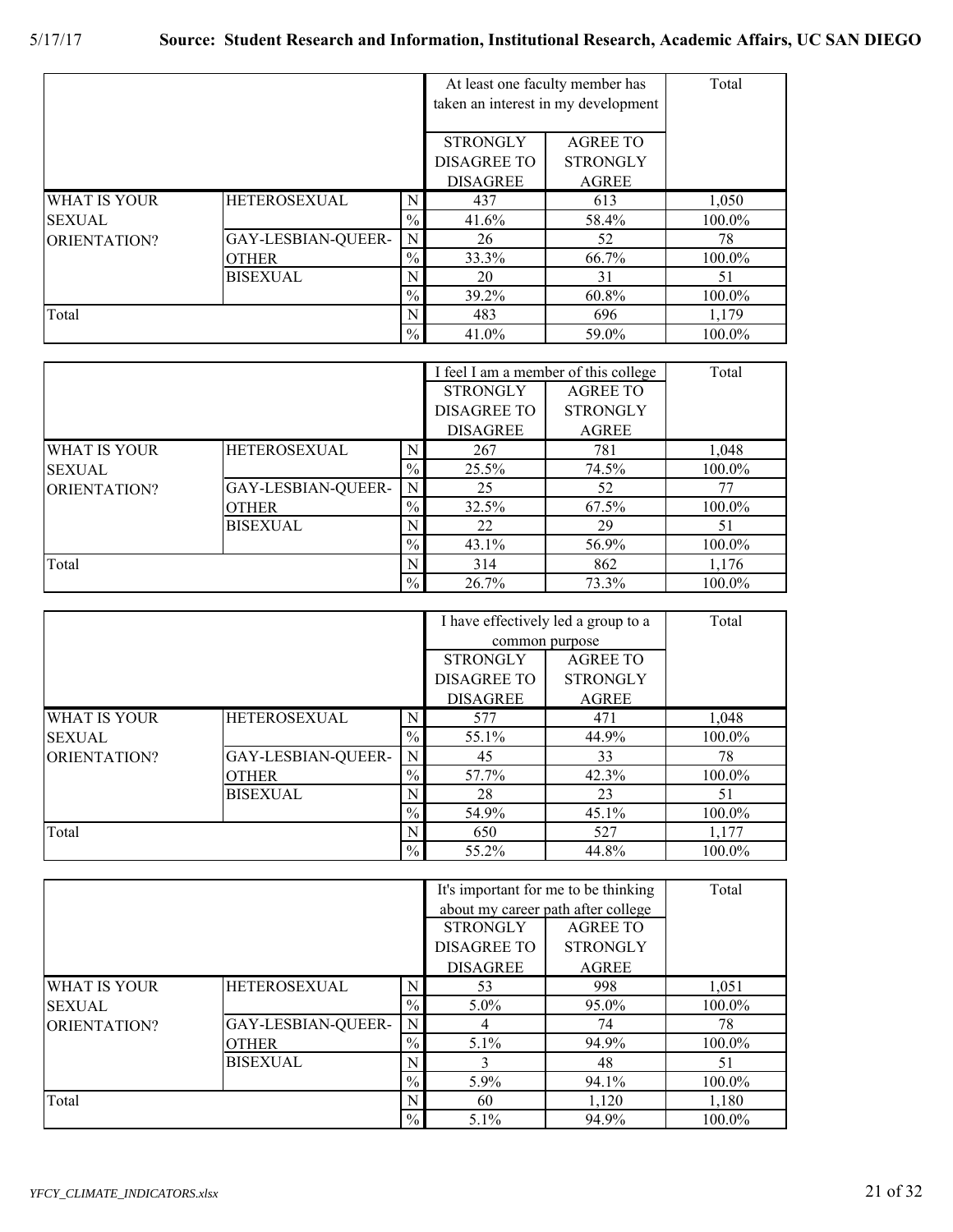| | | | At least one faculty member has taken an interest in my development | | Total |
|---|---|---|---|---|---|
| | | | STRONGLY DISAGREE TO DISAGREE | AGREE TO STRONGLY AGREE | |
| WHAT IS YOUR SEXUAL ORIENTATION? | HETEROSEXUAL | N | 437 | 613 | 1,050 |
| | | % | 41.6% | 58.4% | 100.0% |
| | GAY-LESBIAN-QUEER-OTHER | N | 26 | 52 | 78 |
| | | % | 33.3% | 66.7% | 100.0% |
| | BISEXUAL | N | 20 | 31 | 51 |
| | | % | 39.2% | 60.8% | 100.0% |
| Total | | N | 483 | 696 | 1,179 |
| | | % | 41.0% | 59.0% | 100.0% |

| | | | I feel I am a member of this college | | Total |
|---|---|---|---|---|---|
| | | | STRONGLY DISAGREE TO DISAGREE | AGREE TO STRONGLY AGREE | |
| WHAT IS YOUR SEXUAL ORIENTATION? | HETEROSEXUAL | N | 267 | 781 | 1,048 |
| | | % | 25.5% | 74.5% | 100.0% |
| | GAY-LESBIAN-QUEER-OTHER | N | 25 | 52 | 77 |
| | | % | 32.5% | 67.5% | 100.0% |
| | BISEXUAL | N | 22 | 29 | 51 |
| | | % | 43.1% | 56.9% | 100.0% |
| Total | | N | 314 | 862 | 1,176 |
| | | % | 26.7% | 73.3% | 100.0% |

| | | | I have effectively led a group to a common purpose | | Total |
|---|---|---|---|---|---|
| | | | STRONGLY DISAGREE TO DISAGREE | AGREE TO STRONGLY AGREE | |
| WHAT IS YOUR SEXUAL ORIENTATION? | HETEROSEXUAL | N | 577 | 471 | 1,048 |
| | | % | 55.1% | 44.9% | 100.0% |
| | GAY-LESBIAN-QUEER-OTHER | N | 45 | 33 | 78 |
| | | % | 57.7% | 42.3% | 100.0% |
| | BISEXUAL | N | 28 | 23 | 51 |
| | | % | 54.9% | 45.1% | 100.0% |
| Total | | N | 650 | 527 | 1,177 |
| | | % | 55.2% | 44.8% | 100.0% |

| | | | It's important for me to be thinking about my career path after college | | Total |
|---|---|---|---|---|---|
| | | | STRONGLY DISAGREE TO DISAGREE | AGREE TO STRONGLY AGREE | |
| WHAT IS YOUR SEXUAL ORIENTATION? | HETEROSEXUAL | N | 53 | 998 | 1,051 |
| | | % | 5.0% | 95.0% | 100.0% |
| | GAY-LESBIAN-QUEER-OTHER | N | 4 | 74 | 78 |
| | | % | 5.1% | 94.9% | 100.0% |
| | BISEXUAL | N | 3 | 48 | 51 |
| | | % | 5.9% | 94.1% | 100.0% |
| Total | | N | 60 | 1,120 | 1,180 |
| | | % | 5.1% | 94.9% | 100.0% |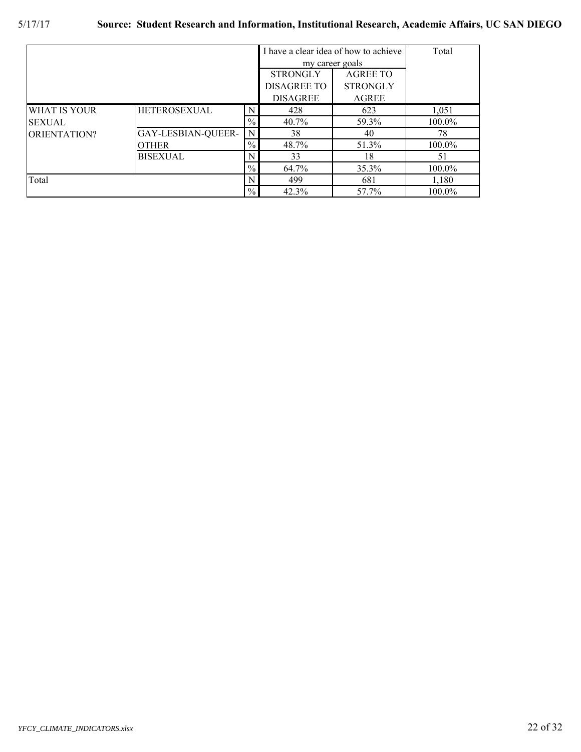| | | | I have a clear idea of how to achieve my career goals | | Total |
|---|---|---|---|---|---|
| | | | STRONGLY DISAGREE TO DISAGREE | AGREE TO STRONGLY AGREE | |
| WHAT IS YOUR SEXUAL ORIENTATION? | HETEROSEXUAL | N | 428 | 623 | 1,051 |
| | | % | 40.7% | 59.3% | 100.0% |
| | GAY-LESBIAN-QUEER-OTHER | N | 38 | 40 | 78 |
| | | % | 48.7% | 51.3% | 100.0% |
| | BISEXUAL | N | 33 | 18 | 51 |
| | | % | 64.7% | 35.3% | 100.0% |
| Total | | N | 499 | 681 | 1,180 |
| | | % | 42.3% | 57.7% | 100.0% |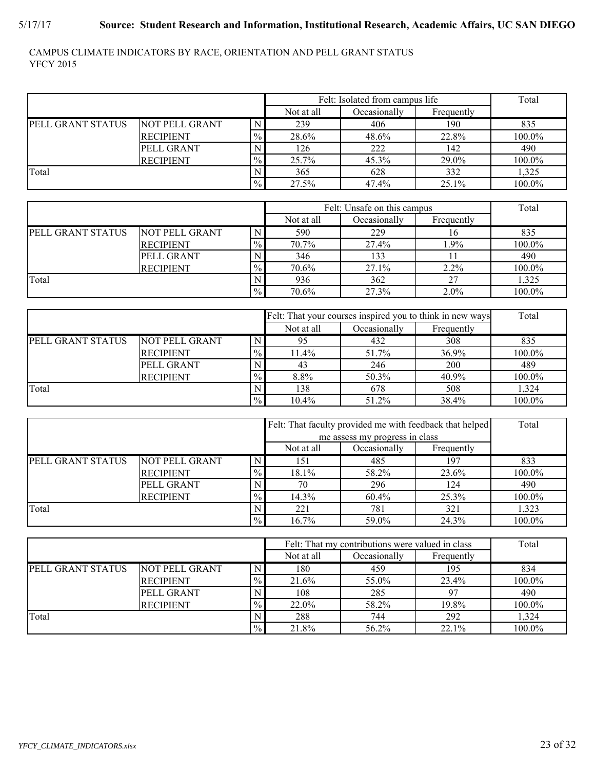CAMPUS CLIMATE INDICATORS BY RACE, ORIENTATION AND PELL GRANT STATUS
YFCY 2015

| | | | Felt: Isolated from campus life | | | Total |
|---|---|---|---|---|---|---|
| | | | Not at all | Occasionally | Frequently | |
| PELL GRANT STATUS | NOT PELL GRANT RECIPIENT | N | 239 | 406 | 190 | 835 |
| | | % | 28.6% | 48.6% | 22.8% | 100.0% |
| | PELL GRANT RECIPIENT | N | 126 | 222 | 142 | 490 |
| | | % | 25.7% | 45.3% | 29.0% | 100.0% |
| Total | | N | 365 | 628 | 332 | 1,325 |
| | | % | 27.5% | 47.4% | 25.1% | 100.0% |

| | | | Felt: Unsafe on this campus | | | Total |
|---|---|---|---|---|---|---|
| | | | Not at all | Occasionally | Frequently | |
| PELL GRANT STATUS | NOT PELL GRANT RECIPIENT | N | 590 | 229 | 16 | 835 |
| | | % | 70.7% | 27.4% | 1.9% | 100.0% |
| | PELL GRANT RECIPIENT | N | 346 | 133 | 11 | 490 |
| | | % | 70.6% | 27.1% | 2.2% | 100.0% |
| Total | | N | 936 | 362 | 27 | 1,325 |
| | | % | 70.6% | 27.3% | 2.0% | 100.0% |

| | | | Felt: That your courses inspired you to think in new ways | | | Total |
|---|---|---|---|---|---|---|
| | | | Not at all | Occasionally | Frequently | |
| PELL GRANT STATUS | NOT PELL GRANT RECIPIENT | N | 95 | 432 | 308 | 835 |
| | | % | 11.4% | 51.7% | 36.9% | 100.0% |
| | PELL GRANT RECIPIENT | N | 43 | 246 | 200 | 489 |
| | | % | 8.8% | 50.3% | 40.9% | 100.0% |
| Total | | N | 138 | 678 | 508 | 1,324 |
| | | % | 10.4% | 51.2% | 38.4% | 100.0% |

| | | | Felt: That faculty provided me with feedback that helped me assess my progress in class | | | Total |
|---|---|---|---|---|---|---|
| | | | Not at all | Occasionally | Frequently | |
| PELL GRANT STATUS | NOT PELL GRANT RECIPIENT | N | 151 | 485 | 197 | 833 |
| | | % | 18.1% | 58.2% | 23.6% | 100.0% |
| | PELL GRANT RECIPIENT | N | 70 | 296 | 124 | 490 |
| | | % | 14.3% | 60.4% | 25.3% | 100.0% |
| Total | | N | 221 | 781 | 321 | 1,323 |
| | | % | 16.7% | 59.0% | 24.3% | 100.0% |

| | | | Felt: That my contributions were valued in class | | | Total |
|---|---|---|---|---|---|---|
| | | | Not at all | Occasionally | Frequently | |
| PELL GRANT STATUS | NOT PELL GRANT RECIPIENT | N | 180 | 459 | 195 | 834 |
| | | % | 21.6% | 55.0% | 23.4% | 100.0% |
| | PELL GRANT RECIPIENT | N | 108 | 285 | 97 | 490 |
| | | % | 22.0% | 58.2% | 19.8% | 100.0% |
| Total | | N | 288 | 744 | 292 | 1,324 |
| | | % | 21.8% | 56.2% | 22.1% | 100.0% |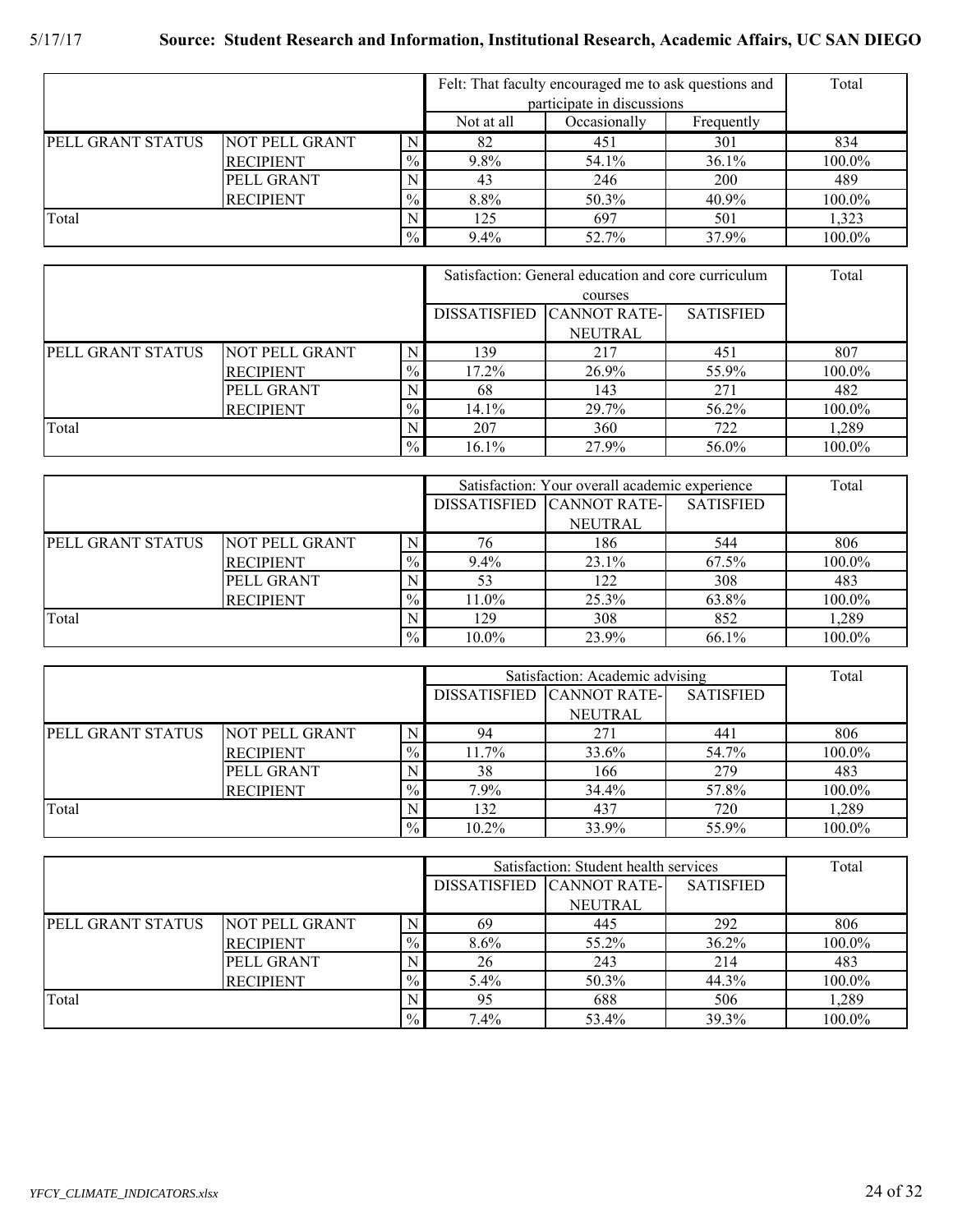| | | | Felt: That faculty encouraged me to ask questions and participate in discussions | | | Total |
|---|---|---|---|---|---|---|
| | | | Not at all | Occasionally | Frequently | |
| PELL GRANT STATUS | NOT PELL GRANT RECIPIENT | N | 82 | 451 | 301 | 834 |
| | | % | 9.8% | 54.1% | 36.1% | 100.0% |
| | PELL GRANT RECIPIENT | N | 43 | 246 | 200 | 489 |
| | | % | 8.8% | 50.3% | 40.9% | 100.0% |
| Total | | N | 125 | 697 | 501 | 1,323 |
| | | % | 9.4% | 52.7% | 37.9% | 100.0% |

| | | | Satisfaction: General education and core curriculum courses | | | Total |
|---|---|---|---|---|---|---|
| | | | DISSATISFIED | CANNOT RATE-NEUTRAL | SATISFIED | |
| PELL GRANT STATUS | NOT PELL GRANT RECIPIENT | N | 139 | 217 | 451 | 807 |
| | | % | 17.2% | 26.9% | 55.9% | 100.0% |
| | PELL GRANT RECIPIENT | N | 68 | 143 | 271 | 482 |
| | | % | 14.1% | 29.7% | 56.2% | 100.0% |
| Total | | N | 207 | 360 | 722 | 1,289 |
| | | % | 16.1% | 27.9% | 56.0% | 100.0% |

| | | | Satisfaction: Your overall academic experience | | | Total |
|---|---|---|---|---|---|---|
| | | | DISSATISFIED | CANNOT RATE-NEUTRAL | SATISFIED | |
| PELL GRANT STATUS | NOT PELL GRANT RECIPIENT | N | 76 | 186 | 544 | 806 |
| | | % | 9.4% | 23.1% | 67.5% | 100.0% |
| | PELL GRANT RECIPIENT | N | 53 | 122 | 308 | 483 |
| | | % | 11.0% | 25.3% | 63.8% | 100.0% |
| Total | | N | 129 | 308 | 852 | 1,289 |
| | | % | 10.0% | 23.9% | 66.1% | 100.0% |

| | | | Satisfaction: Academic advising | | | Total |
|---|---|---|---|---|---|---|
| | | | DISSATISFIED | CANNOT RATE-NEUTRAL | SATISFIED | |
| PELL GRANT STATUS | NOT PELL GRANT RECIPIENT | N | 94 | 271 | 441 | 806 |
| | | % | 11.7% | 33.6% | 54.7% | 100.0% |
| | PELL GRANT RECIPIENT | N | 38 | 166 | 279 | 483 |
| | | % | 7.9% | 34.4% | 57.8% | 100.0% |
| Total | | N | 132 | 437 | 720 | 1,289 |
| | | % | 10.2% | 33.9% | 55.9% | 100.0% |

| | | | Satisfaction: Student health services | | | Total |
|---|---|---|---|---|---|---|
| | | | DISSATISFIED | CANNOT RATE-NEUTRAL | SATISFIED | |
| PELL GRANT STATUS | NOT PELL GRANT RECIPIENT | N | 69 | 445 | 292 | 806 |
| | | % | 8.6% | 55.2% | 36.2% | 100.0% |
| | PELL GRANT RECIPIENT | N | 26 | 243 | 214 | 483 |
| | | % | 5.4% | 50.3% | 44.3% | 100.0% |
| Total | | N | 95 | 688 | 506 | 1,289 |
| | | % | 7.4% | 53.4% | 39.3% | 100.0% |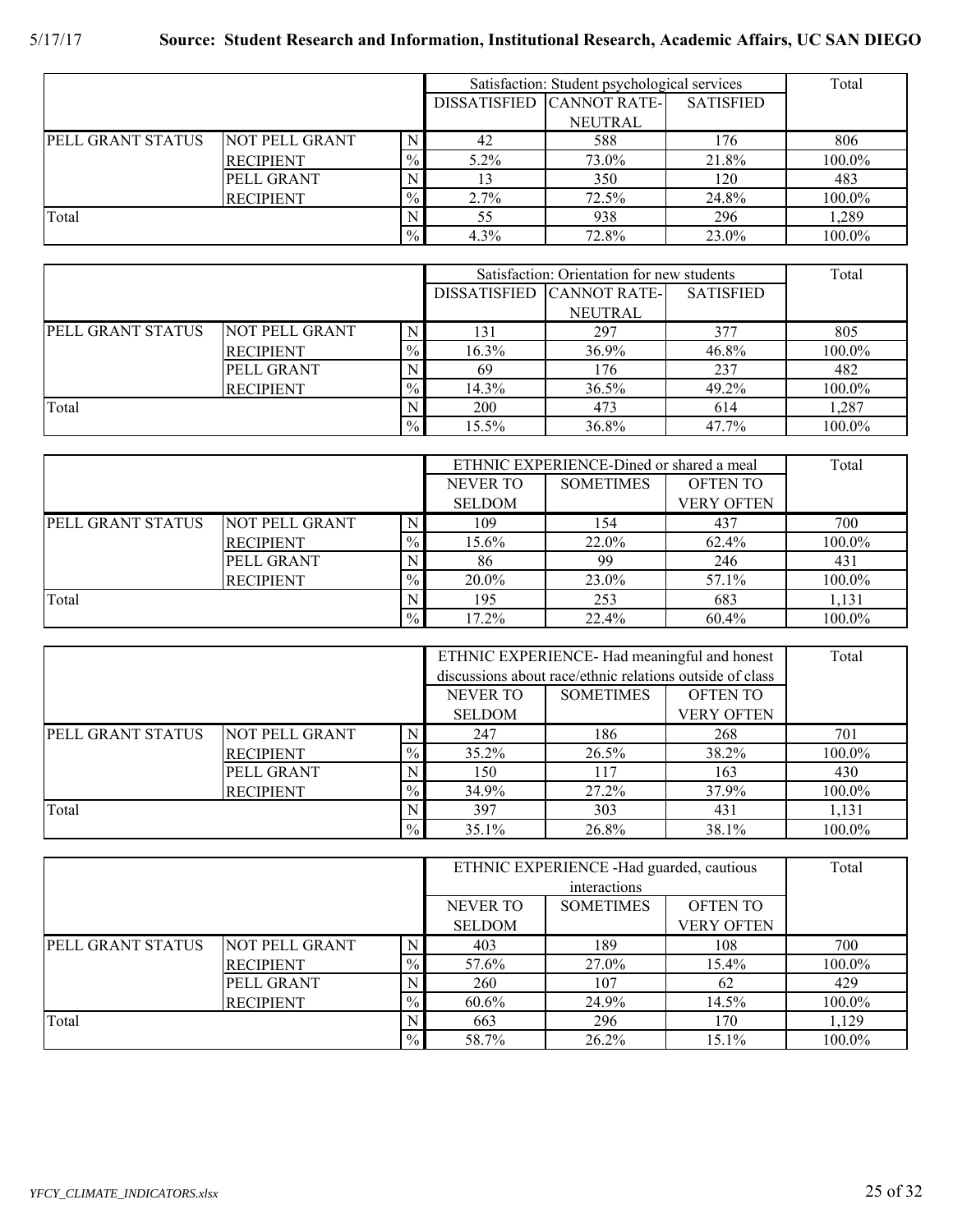| | | | Satisfaction: Student psychological services | | | Total |
|---|---|---|---|---|---|---|
| | | | DISSATISFIED | CANNOT RATE-NEUTRAL | SATISFIED | |
| PELL GRANT STATUS | NOT PELL GRANT RECIPIENT | N | 42 | 588 | 176 | 806 |
| | | % | 5.2% | 73.0% | 21.8% | 100.0% |
| | PELL GRANT RECIPIENT | N | 13 | 350 | 120 | 483 |
| | | % | 2.7% | 72.5% | 24.8% | 100.0% |
| Total | | N | 55 | 938 | 296 | 1,289 |
| | | % | 4.3% | 72.8% | 23.0% | 100.0% |

| | | | Satisfaction: Orientation for new students | | | Total |
|---|---|---|---|---|---|---|
| | | | DISSATISFIED | CANNOT RATE-NEUTRAL | SATISFIED | |
| PELL GRANT STATUS | NOT PELL GRANT RECIPIENT | N | 131 | 297 | 377 | 805 |
| | | % | 16.3% | 36.9% | 46.8% | 100.0% |
| | PELL GRANT RECIPIENT | N | 69 | 176 | 237 | 482 |
| | | % | 14.3% | 36.5% | 49.2% | 100.0% |
| Total | | N | 200 | 473 | 614 | 1,287 |
| | | % | 15.5% | 36.8% | 47.7% | 100.0% |

| | | | ETHNIC EXPERIENCE-Dined or shared a meal | | | Total |
|---|---|---|---|---|---|---|
| | | | NEVER TO SELDOM | SOMETIMES | OFTEN TO VERY OFTEN | |
| PELL GRANT STATUS | NOT PELL GRANT RECIPIENT | N | 109 | 154 | 437 | 700 |
| | | % | 15.6% | 22.0% | 62.4% | 100.0% |
| | PELL GRANT RECIPIENT | N | 86 | 99 | 246 | 431 |
| | | % | 20.0% | 23.0% | 57.1% | 100.0% |
| Total | | N | 195 | 253 | 683 | 1,131 |
| | | % | 17.2% | 22.4% | 60.4% | 100.0% |

| | | | ETHNIC EXPERIENCE- Had meaningful and honest discussions about race/ethnic relations outside of class | | | Total |
|---|---|---|---|---|---|---|
| | | | NEVER TO SELDOM | SOMETIMES | OFTEN TO VERY OFTEN | |
| PELL GRANT STATUS | NOT PELL GRANT RECIPIENT | N | 247 | 186 | 268 | 701 |
| | | % | 35.2% | 26.5% | 38.2% | 100.0% |
| | PELL GRANT RECIPIENT | N | 150 | 117 | 163 | 430 |
| | | % | 34.9% | 27.2% | 37.9% | 100.0% |
| Total | | N | 397 | 303 | 431 | 1,131 |
| | | % | 35.1% | 26.8% | 38.1% | 100.0% |

| | | | ETHNIC EXPERIENCE -Had guarded, cautious interactions | | | Total |
|---|---|---|---|---|---|---|
| | | | NEVER TO SELDOM | SOMETIMES | OFTEN TO VERY OFTEN | |
| PELL GRANT STATUS | NOT PELL GRANT RECIPIENT | N | 403 | 189 | 108 | 700 |
| | | % | 57.6% | 27.0% | 15.4% | 100.0% |
| | PELL GRANT RECIPIENT | N | 260 | 107 | 62 | 429 |
| | | % | 60.6% | 24.9% | 14.5% | 100.0% |
| Total | | N | 663 | 296 | 170 | 1,129 |
| | | % | 58.7% | 26.2% | 15.1% | 100.0% |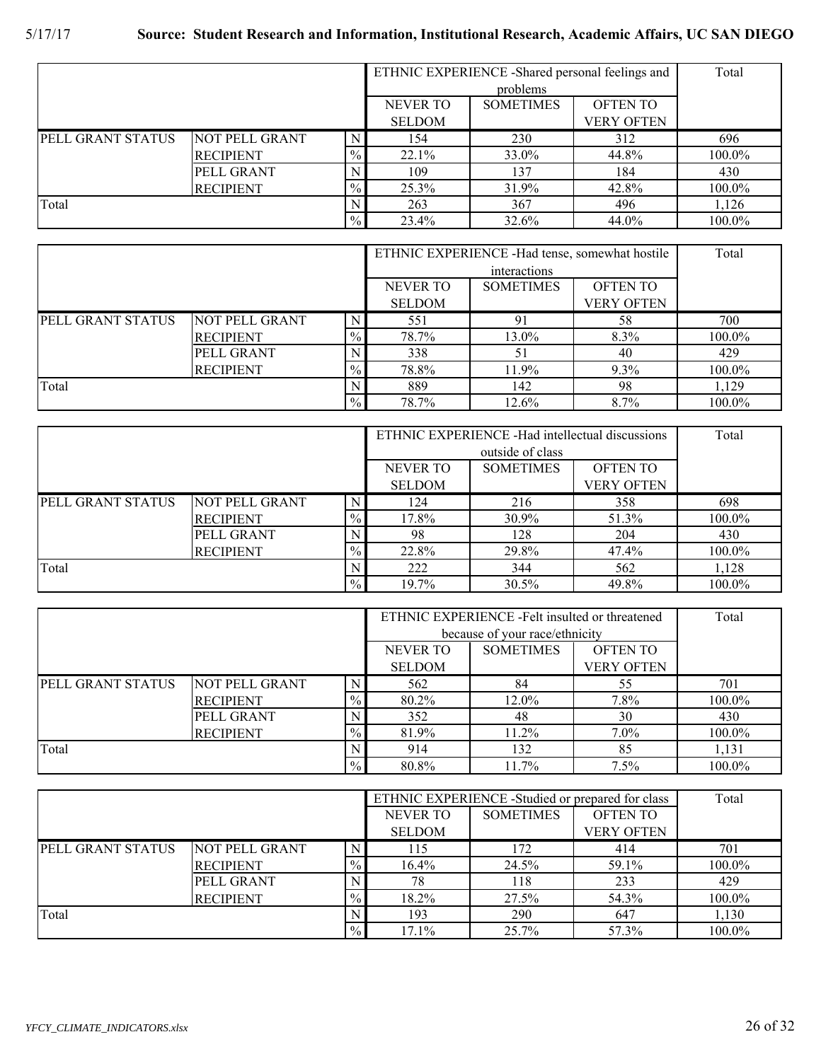| | | | ETHNIC EXPERIENCE -Shared personal feelings and problems | | | Total |
|---|---|---|---|---|---|---|
| | | | NEVER TO SELDOM | SOMETIMES | OFTEN TO VERY OFTEN | |
| PELL GRANT STATUS | NOT PELL GRANT RECIPIENT | N | 154 | 230 | 312 | 696 |
| | | % | 22.1% | 33.0% | 44.8% | 100.0% |
| | PELL GRANT RECIPIENT | N | 109 | 137 | 184 | 430 |
| | | % | 25.3% | 31.9% | 42.8% | 100.0% |
| Total | | N | 263 | 367 | 496 | 1,126 |
| | | % | 23.4% | 32.6% | 44.0% | 100.0% |

| | | | ETHNIC EXPERIENCE -Had tense, somewhat hostile interactions | | | Total |
|---|---|---|---|---|---|---|
| | | | NEVER TO SELDOM | SOMETIMES | OFTEN TO VERY OFTEN | |
| PELL GRANT STATUS | NOT PELL GRANT RECIPIENT | N | 551 | 91 | 58 | 700 |
| | | % | 78.7% | 13.0% | 8.3% | 100.0% |
| | PELL GRANT RECIPIENT | N | 338 | 51 | 40 | 429 |
| | | % | 78.8% | 11.9% | 9.3% | 100.0% |
| Total | | N | 889 | 142 | 98 | 1,129 |
| | | % | 78.7% | 12.6% | 8.7% | 100.0% |

| | | | ETHNIC EXPERIENCE -Had intellectual discussions outside of class | | | Total |
|---|---|---|---|---|---|---|
| | | | NEVER TO SELDOM | SOMETIMES | OFTEN TO VERY OFTEN | |
| PELL GRANT STATUS | NOT PELL GRANT RECIPIENT | N | 124 | 216 | 358 | 698 |
| | | % | 17.8% | 30.9% | 51.3% | 100.0% |
| | PELL GRANT RECIPIENT | N | 98 | 128 | 204 | 430 |
| | | % | 22.8% | 29.8% | 47.4% | 100.0% |
| Total | | N | 222 | 344 | 562 | 1,128 |
| | | % | 19.7% | 30.5% | 49.8% | 100.0% |

| | | | ETHNIC EXPERIENCE -Felt insulted or threatened because of your race/ethnicity | | | Total |
|---|---|---|---|---|---|---|
| | | | NEVER TO SELDOM | SOMETIMES | OFTEN TO VERY OFTEN | |
| PELL GRANT STATUS | NOT PELL GRANT RECIPIENT | N | 562 | 84 | 55 | 701 |
| | | % | 80.2% | 12.0% | 7.8% | 100.0% |
| | PELL GRANT RECIPIENT | N | 352 | 48 | 30 | 430 |
| | | % | 81.9% | 11.2% | 7.0% | 100.0% |
| Total | | N | 914 | 132 | 85 | 1,131 |
| | | % | 80.8% | 11.7% | 7.5% | 100.0% |

| | | | ETHNIC EXPERIENCE -Studied or prepared for class | | | Total |
|---|---|---|---|---|---|---|
| | | | NEVER TO SELDOM | SOMETIMES | OFTEN TO VERY OFTEN | |
| PELL GRANT STATUS | NOT PELL GRANT RECIPIENT | N | 115 | 172 | 414 | 701 |
| | | % | 16.4% | 24.5% | 59.1% | 100.0% |
| | PELL GRANT RECIPIENT | N | 78 | 118 | 233 | 429 |
| | | % | 18.2% | 27.5% | 54.3% | 100.0% |
| Total | | N | 193 | 290 | 647 | 1,130 |
| | | % | 17.1% | 25.7% | 57.3% | 100.0% |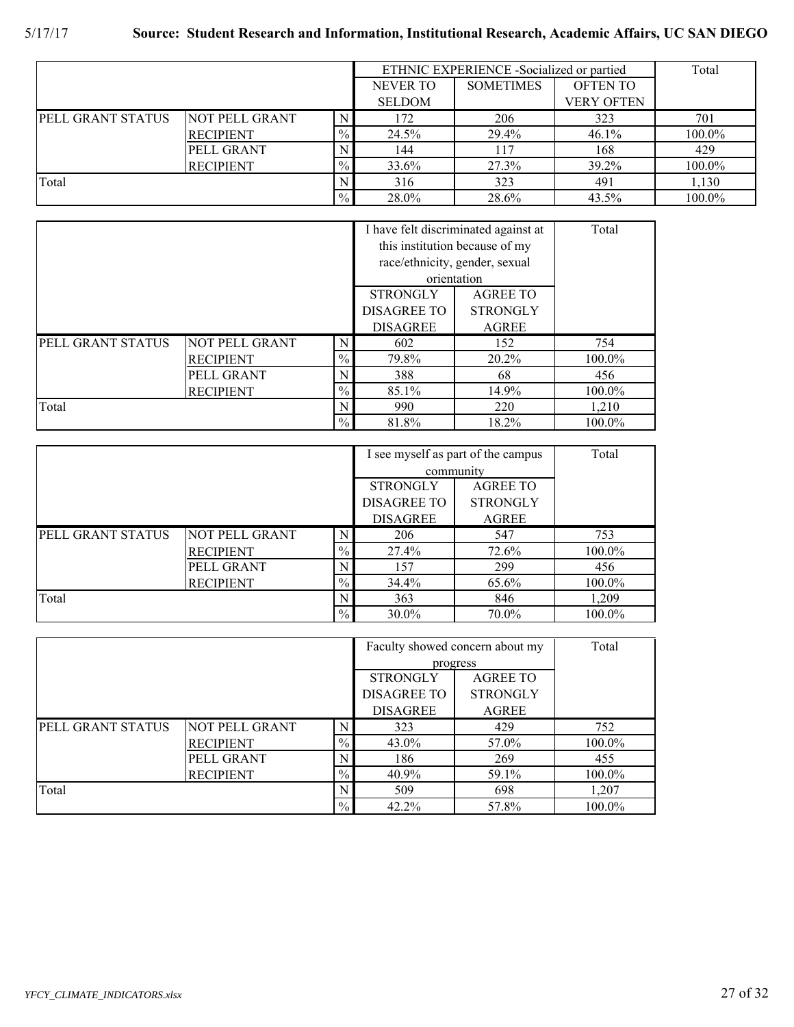| | | | ETHNIC EXPERIENCE -Socialized or partied | | | Total |
|---|---|---|---|---|---|---|
| | | | NEVER TO SELDOM | SOMETIMES | OFTEN TO VERY OFTEN | |
| PELL GRANT STATUS | NOT PELL GRANT RECIPIENT | N | 172 | 206 | 323 | 701 |
| | | % | 24.5% | 29.4% | 46.1% | 100.0% |
| | PELL GRANT RECIPIENT | N | 144 | 117 | 168 | 429 |
| | | % | 33.6% | 27.3% | 39.2% | 100.0% |
| Total | | N | 316 | 323 | 491 | 1,130 |
| | | % | 28.0% | 28.6% | 43.5% | 100.0% |

| | | | I have felt discriminated against at this institution because of my race/ethnicity, gender, sexual orientation | | Total |
|---|---|---|---|---|---|
| | | | STRONGLY DISAGREE TO DISAGREE | AGREE TO STRONGLY AGREE | |
| PELL GRANT STATUS | NOT PELL GRANT RECIPIENT | N | 602 | 152 | 754 |
| | | % | 79.8% | 20.2% | 100.0% |
| | PELL GRANT RECIPIENT | N | 388 | 68 | 456 |
| | | % | 85.1% | 14.9% | 100.0% |
| Total | | N | 990 | 220 | 1,210 |
| | | % | 81.8% | 18.2% | 100.0% |

| | | | I see myself as part of the campus community | | Total |
|---|---|---|---|---|---|
| | | | STRONGLY DISAGREE TO DISAGREE | AGREE TO STRONGLY AGREE | |
| PELL GRANT STATUS | NOT PELL GRANT RECIPIENT | N | 206 | 547 | 753 |
| | | % | 27.4% | 72.6% | 100.0% |
| | PELL GRANT RECIPIENT | N | 157 | 299 | 456 |
| | | % | 34.4% | 65.6% | 100.0% |
| Total | | N | 363 | 846 | 1,209 |
| | | % | 30.0% | 70.0% | 100.0% |

| | | | Faculty showed concern about my progress | | Total |
|---|---|---|---|---|---|
| | | | STRONGLY DISAGREE TO DISAGREE | AGREE TO STRONGLY AGREE | |
| PELL GRANT STATUS | NOT PELL GRANT RECIPIENT | N | 323 | 429 | 752 |
| | | % | 43.0% | 57.0% | 100.0% |
| | PELL GRANT RECIPIENT | N | 186 | 269 | 455 |
| | | % | 40.9% | 59.1% | 100.0% |
| Total | | N | 509 | 698 | 1,207 |
| | | % | 42.2% | 57.8% | 100.0% |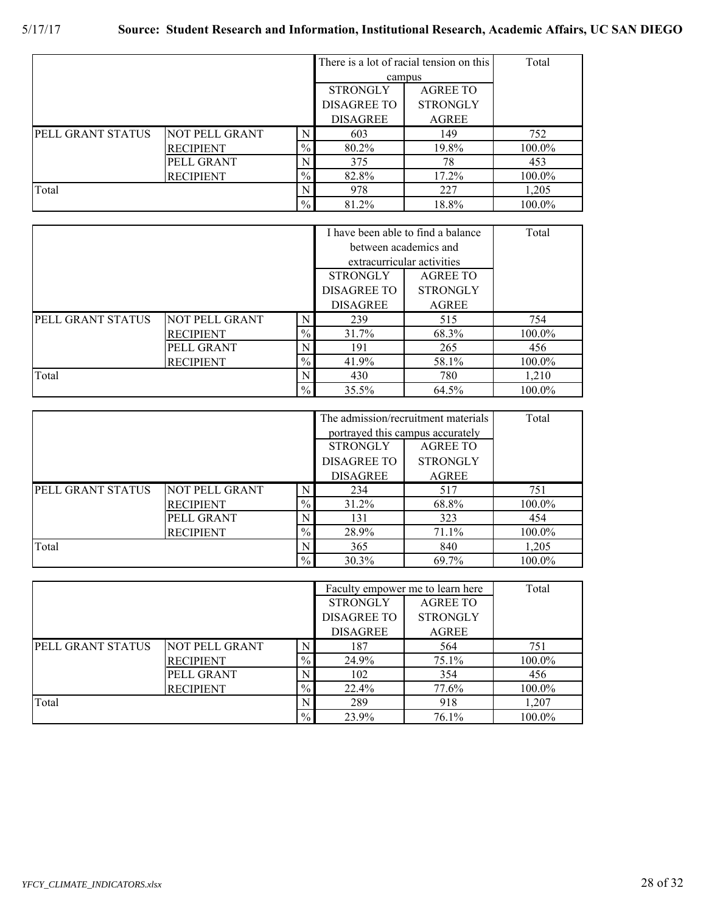| | | | There is a lot of racial tension on this campus | | Total |
|---|---|---|---|---|---|
| | | | STRONGLY DISAGREE TO DISAGREE | AGREE TO STRONGLY AGREE | |
| PELL GRANT STATUS | NOT PELL GRANT RECIPIENT | N | 603 | 149 | 752 |
| | | % | 80.2% | 19.8% | 100.0% |
| | PELL GRANT RECIPIENT | N | 375 | 78 | 453 |
| | | % | 82.8% | 17.2% | 100.0% |
| Total | | N | 978 | 227 | 1,205 |
| | | % | 81.2% | 18.8% | 100.0% |

| | | | I have been able to find a balance between academics and extracurricular activities | | Total |
|---|---|---|---|---|---|
| | | | STRONGLY DISAGREE TO DISAGREE | AGREE TO STRONGLY AGREE | |
| PELL GRANT STATUS | NOT PELL GRANT RECIPIENT | N | 239 | 515 | 754 |
| | | % | 31.7% | 68.3% | 100.0% |
| | PELL GRANT RECIPIENT | N | 191 | 265 | 456 |
| | | % | 41.9% | 58.1% | 100.0% |
| Total | | N | 430 | 780 | 1,210 |
| | | % | 35.5% | 64.5% | 100.0% |

| | | | The admission/recruitment materials portrayed this campus accurately | | Total |
|---|---|---|---|---|---|
| | | | STRONGLY DISAGREE TO DISAGREE | AGREE TO STRONGLY AGREE | |
| PELL GRANT STATUS | NOT PELL GRANT RECIPIENT | N | 234 | 517 | 751 |
| | | % | 31.2% | 68.8% | 100.0% |
| | PELL GRANT RECIPIENT | N | 131 | 323 | 454 |
| | | % | 28.9% | 71.1% | 100.0% |
| Total | | N | 365 | 840 | 1,205 |
| | | % | 30.3% | 69.7% | 100.0% |

| | | | Faculty empower me to learn here | | Total |
|---|---|---|---|---|---|
| | | | STRONGLY DISAGREE TO DISAGREE | AGREE TO STRONGLY AGREE | |
| PELL GRANT STATUS | NOT PELL GRANT RECIPIENT | N | 187 | 564 | 751 |
| | | % | 24.9% | 75.1% | 100.0% |
| | PELL GRANT RECIPIENT | N | 102 | 354 | 456 |
| | | % | 22.4% | 77.6% | 100.0% |
| Total | | N | 289 | 918 | 1,207 |
| | | % | 23.9% | 76.1% | 100.0% |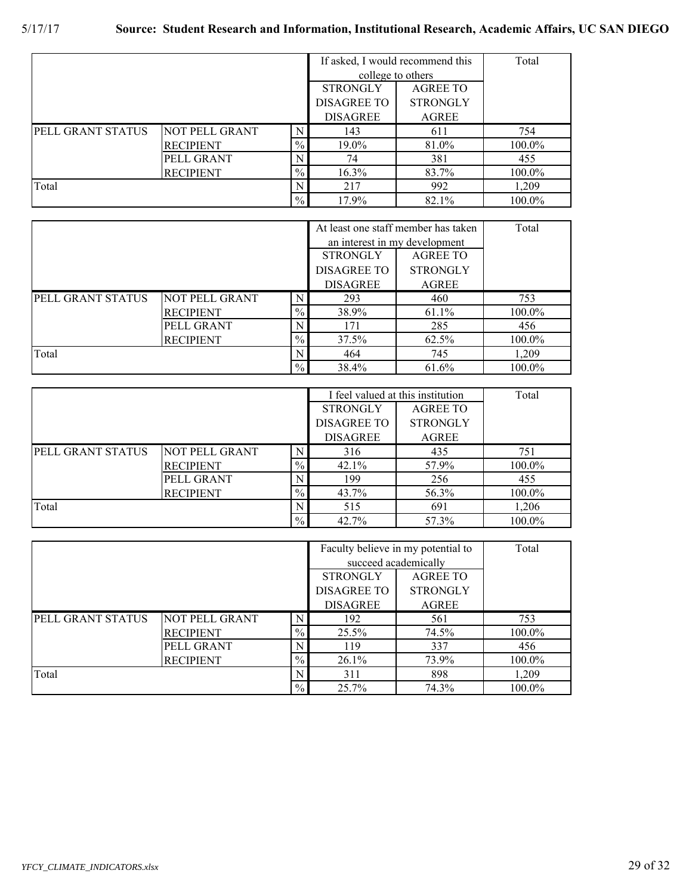| | | | If asked, I would recommend this college to others | | Total |
|---|---|---|---|---|---|
| | | | STRONGLY DISAGREE TO DISAGREE | AGREE TO STRONGLY AGREE | |
| PELL GRANT STATUS | NOT PELL GRANT RECIPIENT | N | 143 | 611 | 754 |
| | | % | 19.0% | 81.0% | 100.0% |
| | PELL GRANT RECIPIENT | N | 74 | 381 | 455 |
| | | % | 16.3% | 83.7% | 100.0% |
| Total | | N | 217 | 992 | 1,209 |
| | | % | 17.9% | 82.1% | 100.0% |

| | | | At least one staff member has taken an interest in my development | | Total |
|---|---|---|---|---|---|
| | | | STRONGLY DISAGREE TO DISAGREE | AGREE TO STRONGLY AGREE | |
| PELL GRANT STATUS | NOT PELL GRANT RECIPIENT | N | 293 | 460 | 753 |
| | | % | 38.9% | 61.1% | 100.0% |
| | PELL GRANT RECIPIENT | N | 171 | 285 | 456 |
| | | % | 37.5% | 62.5% | 100.0% |
| Total | | N | 464 | 745 | 1,209 |
| | | % | 38.4% | 61.6% | 100.0% |

| | | | I feel valued at this institution | | Total |
|---|---|---|---|---|---|
| | | | STRONGLY DISAGREE TO DISAGREE | AGREE TO STRONGLY AGREE | |
| PELL GRANT STATUS | NOT PELL GRANT RECIPIENT | N | 316 | 435 | 751 |
| | | % | 42.1% | 57.9% | 100.0% |
| | PELL GRANT RECIPIENT | N | 199 | 256 | 455 |
| | | % | 43.7% | 56.3% | 100.0% |
| Total | | N | 515 | 691 | 1,206 |
| | | % | 42.7% | 57.3% | 100.0% |

| | | | Faculty believe in my potential to succeed academically | | Total |
|---|---|---|---|---|---|
| | | | STRONGLY DISAGREE TO DISAGREE | AGREE TO STRONGLY AGREE | |
| PELL GRANT STATUS | NOT PELL GRANT RECIPIENT | N | 192 | 561 | 753 |
| | | % | 25.5% | 74.5% | 100.0% |
| | PELL GRANT RECIPIENT | N | 119 | 337 | 456 |
| | | % | 26.1% | 73.9% | 100.0% |
| Total | | N | 311 | 898 | 1,209 |
| | | % | 25.7% | 74.3% | 100.0% |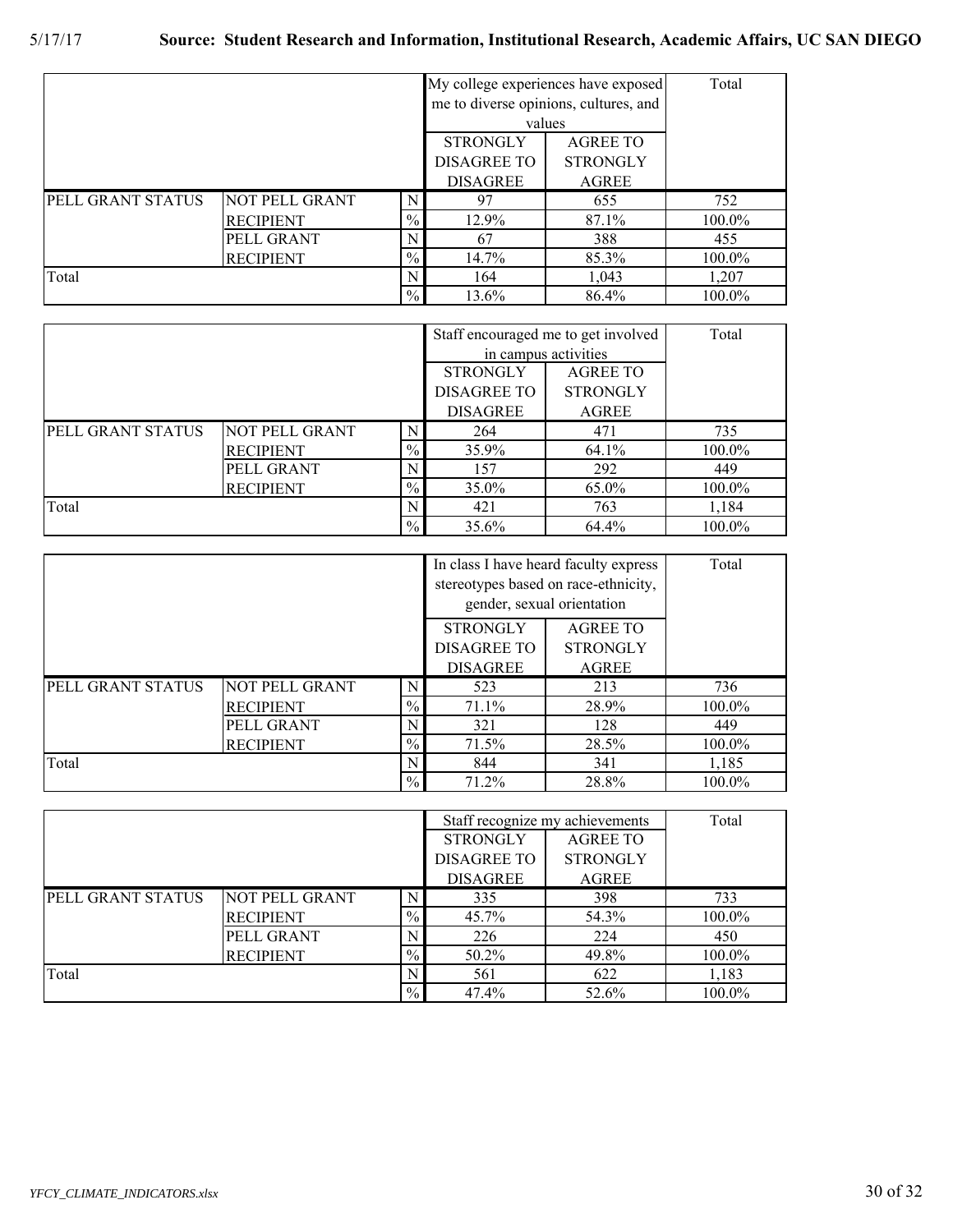| | | | My college experiences have exposed me to diverse opinions, cultures, and values | | Total |
|---|---|---|---|---|---|
| | | | STRONGLY DISAGREE TO DISAGREE | AGREE TO STRONGLY AGREE | |
| PELL GRANT STATUS | NOT PELL GRANT RECIPIENT | N | 97 | 655 | 752 |
| | | % | 12.9% | 87.1% | 100.0% |
| | PELL GRANT RECIPIENT | N | 67 | 388 | 455 |
| | | % | 14.7% | 85.3% | 100.0% |
| Total | | N | 164 | 1,043 | 1,207 |
| | | % | 13.6% | 86.4% | 100.0% |

| | | | Staff encouraged me to get involved in campus activities | | Total |
|---|---|---|---|---|---|
| | | | STRONGLY DISAGREE TO DISAGREE | AGREE TO STRONGLY AGREE | |
| PELL GRANT STATUS | NOT PELL GRANT RECIPIENT | N | 264 | 471 | 735 |
| | | % | 35.9% | 64.1% | 100.0% |
| | PELL GRANT RECIPIENT | N | 157 | 292 | 449 |
| | | % | 35.0% | 65.0% | 100.0% |
| Total | | N | 421 | 763 | 1,184 |
| | | % | 35.6% | 64.4% | 100.0% |

| | | | In class I have heard faculty express stereotypes based on race-ethnicity, gender, sexual orientation | | Total |
|---|---|---|---|---|---|
| | | | STRONGLY DISAGREE TO DISAGREE | AGREE TO STRONGLY AGREE | |
| PELL GRANT STATUS | NOT PELL GRANT RECIPIENT | N | 523 | 213 | 736 |
| | | % | 71.1% | 28.9% | 100.0% |
| | PELL GRANT RECIPIENT | N | 321 | 128 | 449 |
| | | % | 71.5% | 28.5% | 100.0% |
| Total | | N | 844 | 341 | 1,185 |
| | | % | 71.2% | 28.8% | 100.0% |

| | | | Staff recognize my achievements | | Total |
|---|---|---|---|---|---|
| | | | STRONGLY DISAGREE TO DISAGREE | AGREE TO STRONGLY AGREE | |
| PELL GRANT STATUS | NOT PELL GRANT RECIPIENT | N | 335 | 398 | 733 |
| | | % | 45.7% | 54.3% | 100.0% |
| | PELL GRANT RECIPIENT | N | 226 | 224 | 450 |
| | | % | 50.2% | 49.8% | 100.0% |
| Total | | N | 561 | 622 | 1,183 |
| | | % | 47.4% | 52.6% | 100.0% |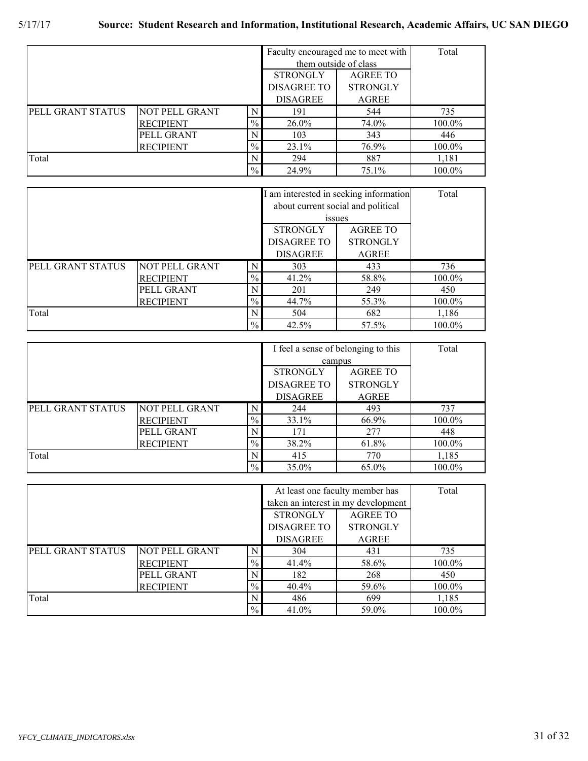| | | | Faculty encouraged me to meet with them outside of class | | Total |
|---|---|---|---|---|---|
| | | | STRONGLY DISAGREE TO DISAGREE | AGREE TO STRONGLY AGREE | |
| PELL GRANT STATUS | NOT PELL GRANT RECIPIENT | N | 191 | 544 | 735 |
| | | % | 26.0% | 74.0% | 100.0% |
| | PELL GRANT RECIPIENT | N | 103 | 343 | 446 |
| | | % | 23.1% | 76.9% | 100.0% |
| Total | | N | 294 | 887 | 1,181 |
| | | % | 24.9% | 75.1% | 100.0% |

| | | | I am interested in seeking information about current social and political issues | | Total |
|---|---|---|---|---|---|
| | | | STRONGLY DISAGREE TO DISAGREE | AGREE TO STRONGLY AGREE | |
| PELL GRANT STATUS | NOT PELL GRANT RECIPIENT | N | 303 | 433 | 736 |
| | | % | 41.2% | 58.8% | 100.0% |
| | PELL GRANT RECIPIENT | N | 201 | 249 | 450 |
| | | % | 44.7% | 55.3% | 100.0% |
| Total | | N | 504 | 682 | 1,186 |
| | | % | 42.5% | 57.5% | 100.0% |

| | | | I feel a sense of belonging to this campus | | Total |
|---|---|---|---|---|---|
| | | | STRONGLY DISAGREE TO DISAGREE | AGREE TO STRONGLY AGREE | |
| PELL GRANT STATUS | NOT PELL GRANT RECIPIENT | N | 244 | 493 | 737 |
| | | % | 33.1% | 66.9% | 100.0% |
| | PELL GRANT RECIPIENT | N | 171 | 277 | 448 |
| | | % | 38.2% | 61.8% | 100.0% |
| Total | | N | 415 | 770 | 1,185 |
| | | % | 35.0% | 65.0% | 100.0% |

| | | | At least one faculty member has taken an interest in my development | | Total |
|---|---|---|---|---|---|
| | | | STRONGLY DISAGREE TO DISAGREE | AGREE TO STRONGLY AGREE | |
| PELL GRANT STATUS | NOT PELL GRANT RECIPIENT | N | 304 | 431 | 735 |
| | | % | 41.4% | 58.6% | 100.0% |
| | PELL GRANT RECIPIENT | N | 182 | 268 | 450 |
| | | % | 40.4% | 59.6% | 100.0% |
| Total | | N | 486 | 699 | 1,185 |
| | | % | 41.0% | 59.0% | 100.0% |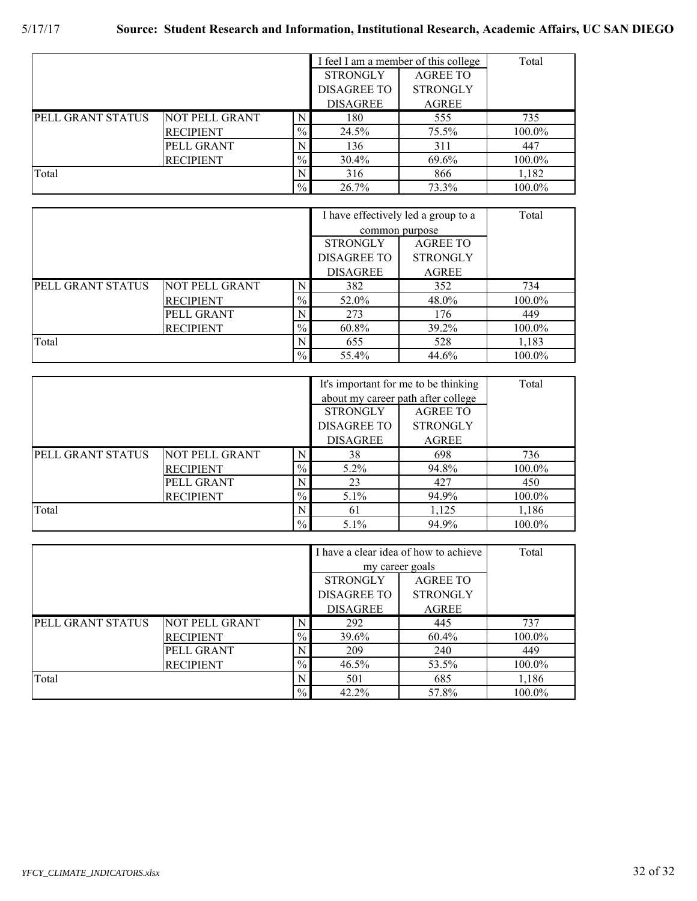| | | | I feel I am a member of this college | | Total |
|---|---|---|---|---|---|
| | | | STRONGLY DISAGREE TO DISAGREE | AGREE TO STRONGLY AGREE | |
| PELL GRANT STATUS | NOT PELL GRANT RECIPIENT | N | 180 | 555 | 735 |
| | | % | 24.5% | 75.5% | 100.0% |
| | PELL GRANT RECIPIENT | N | 136 | 311 | 447 |
| | | % | 30.4% | 69.6% | 100.0% |
| Total | | N | 316 | 866 | 1,182 |
| | | % | 26.7% | 73.3% | 100.0% |

| | | | I have effectively led a group to a common purpose | | Total |
|---|---|---|---|---|---|
| | | | STRONGLY DISAGREE TO DISAGREE | AGREE TO STRONGLY AGREE | |
| PELL GRANT STATUS | NOT PELL GRANT RECIPIENT | N | 382 | 352 | 734 |
| | | % | 52.0% | 48.0% | 100.0% |
| | PELL GRANT RECIPIENT | N | 273 | 176 | 449 |
| | | % | 60.8% | 39.2% | 100.0% |
| Total | | N | 655 | 528 | 1,183 |
| | | % | 55.4% | 44.6% | 100.0% |

| | | | It's important for me to be thinking about my career path after college | | Total |
|---|---|---|---|---|---|
| | | | STRONGLY DISAGREE TO DISAGREE | AGREE TO STRONGLY AGREE | |
| PELL GRANT STATUS | NOT PELL GRANT RECIPIENT | N | 38 | 698 | 736 |
| | | % | 5.2% | 94.8% | 100.0% |
| | PELL GRANT RECIPIENT | N | 23 | 427 | 450 |
| | | % | 5.1% | 94.9% | 100.0% |
| Total | | N | 61 | 1,125 | 1,186 |
| | | % | 5.1% | 94.9% | 100.0% |

| | | | I have a clear idea of how to achieve my career goals | | Total |
|---|---|---|---|---|---|
| | | | STRONGLY DISAGREE TO DISAGREE | AGREE TO STRONGLY AGREE | |
| PELL GRANT STATUS | NOT PELL GRANT RECIPIENT | N | 292 | 445 | 737 |
| | | % | 39.6% | 60.4% | 100.0% |
| | PELL GRANT RECIPIENT | N | 209 | 240 | 449 |
| | | % | 46.5% | 53.5% | 100.0% |
| Total | | N | 501 | 685 | 1,186 |
| | | % | 42.2% | 57.8% | 100.0% |